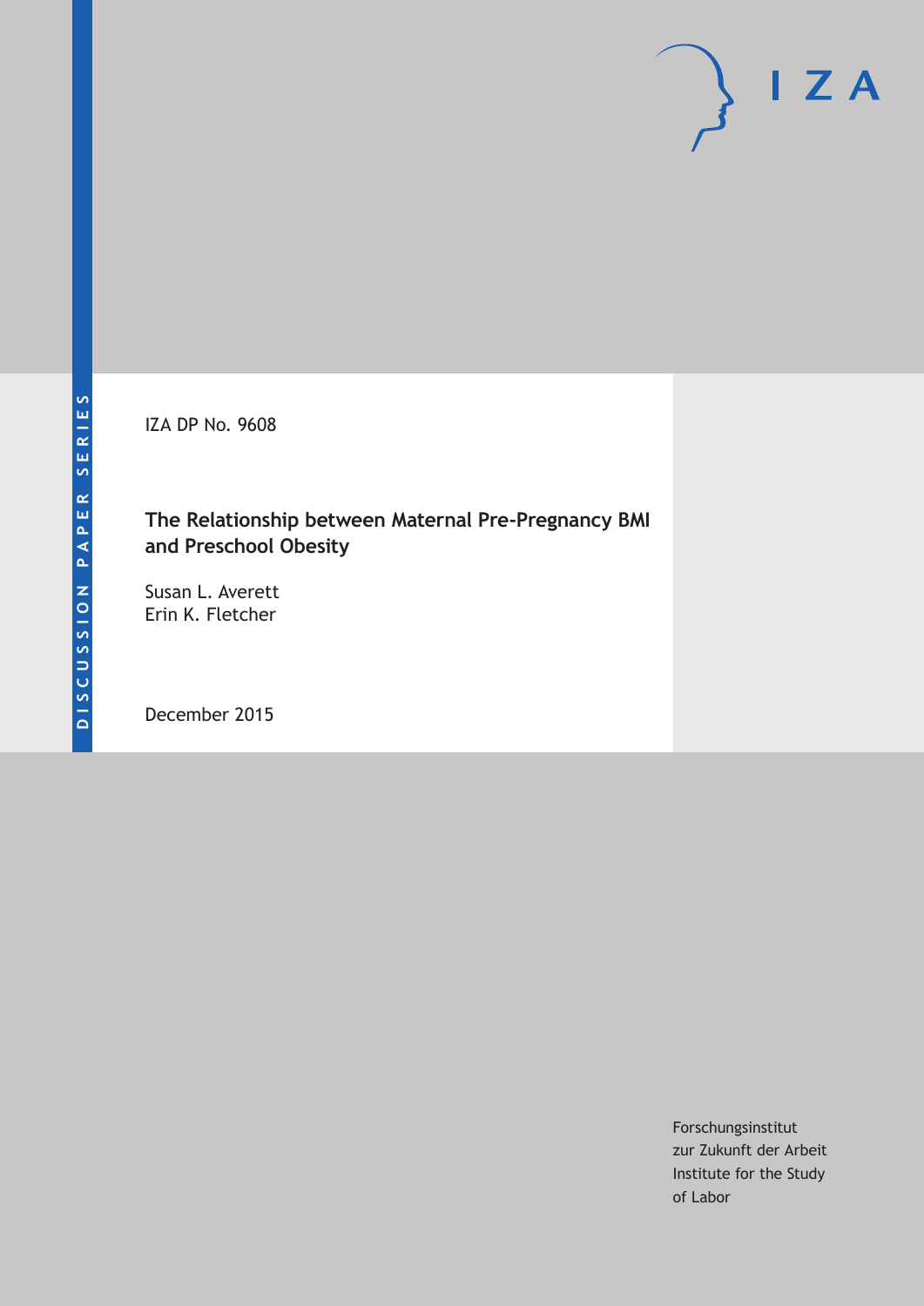DISCUSSION PAPER SERIES

IZA

IZA DP No. 9608

# The Relationship between Maternal Pre-Pregnancy BMI and Preschool Obesity

Susan L. Averett
Erin K. Fletcher

December 2015

Forschungsinstitut
zur Zukunft der Arbeit
Institute for the Study
of Labor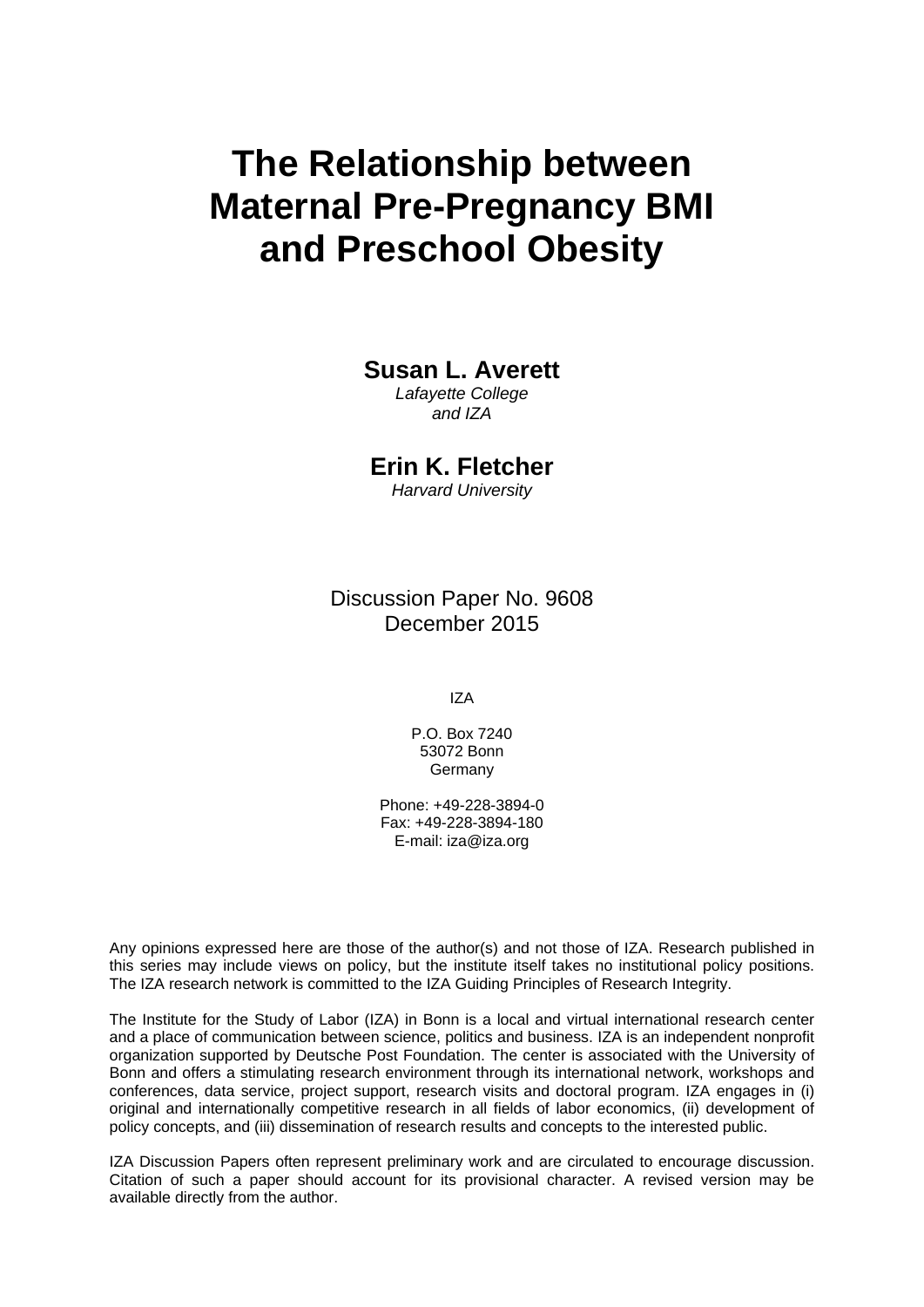# The Relationship between Maternal Pre-Pregnancy BMI and Preschool Obesity

**Susan L. Averett**
*Lafayette College*
*and IZA*

**Erin K. Fletcher**
*Harvard University*

Discussion Paper No. 9608
December 2015

IZA

P.O. Box 7240
53072 Bonn
Germany

Phone: +49-228-3894-0
Fax: +49-228-3894-180
E-mail: iza@iza.org

Any opinions expressed here are those of the author(s) and not those of IZA. Research published in this series may include views on policy, but the institute itself takes no institutional policy positions. The IZA research network is committed to the IZA Guiding Principles of Research Integrity.

The Institute for the Study of Labor (IZA) in Bonn is a local and virtual international research center and a place of communication between science, politics and business. IZA is an independent nonprofit organization supported by Deutsche Post Foundation. The center is associated with the University of Bonn and offers a stimulating research environment through its international network, workshops and conferences, data service, project support, research visits and doctoral program. IZA engages in (i) original and internationally competitive research in all fields of labor economics, (ii) development of policy concepts, and (iii) dissemination of research results and concepts to the interested public.

IZA Discussion Papers often represent preliminary work and are circulated to encourage discussion. Citation of such a paper should account for its provisional character. A revised version may be available directly from the author.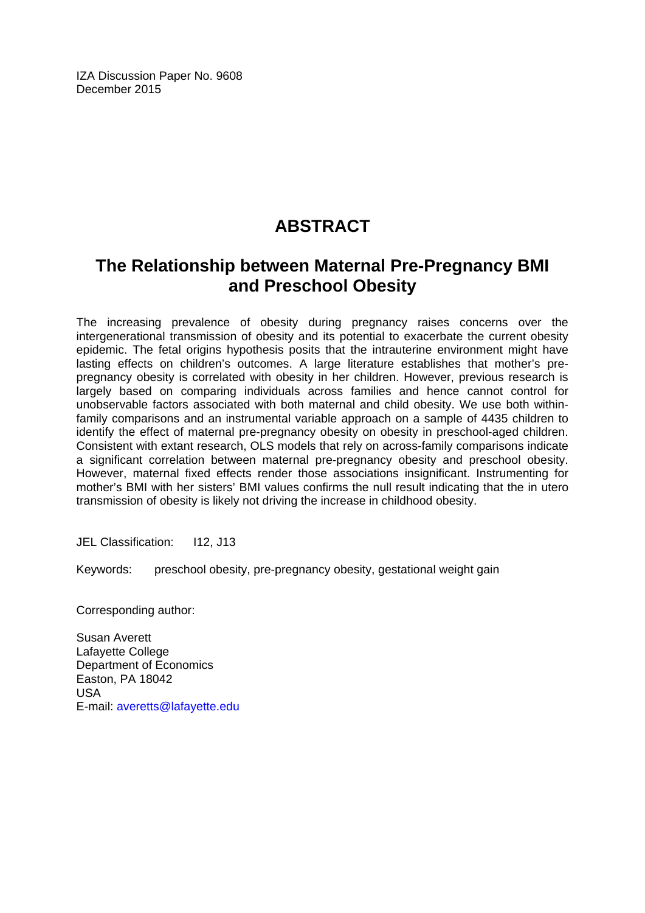IZA Discussion Paper No. 9608
December 2015

# ABSTRACT

## The Relationship between Maternal Pre-Pregnancy BMI and Preschool Obesity

The increasing prevalence of obesity during pregnancy raises concerns over the intergenerational transmission of obesity and its potential to exacerbate the current obesity epidemic. The fetal origins hypothesis posits that the intrauterine environment might have lasting effects on children's outcomes. A large literature establishes that mother's pre-pregnancy obesity is correlated with obesity in her children. However, previous research is largely based on comparing individuals across families and hence cannot control for unobservable factors associated with both maternal and child obesity. We use both within-family comparisons and an instrumental variable approach on a sample of 4435 children to identify the effect of maternal pre-pregnancy obesity on obesity in preschool-aged children. Consistent with extant research, OLS models that rely on across-family comparisons indicate a significant correlation between maternal pre-pregnancy obesity and preschool obesity. However, maternal fixed effects render those associations insignificant. Instrumenting for mother's BMI with her sisters' BMI values confirms the null result indicating that the in utero transmission of obesity is likely not driving the increase in childhood obesity.

JEL Classification: I12, J13

Keywords: preschool obesity, pre-pregnancy obesity, gestational weight gain

Corresponding author:

Susan Averett
Lafayette College
Department of Economics
Easton, PA 18042
USA
E-mail: averetts@lafayette.edu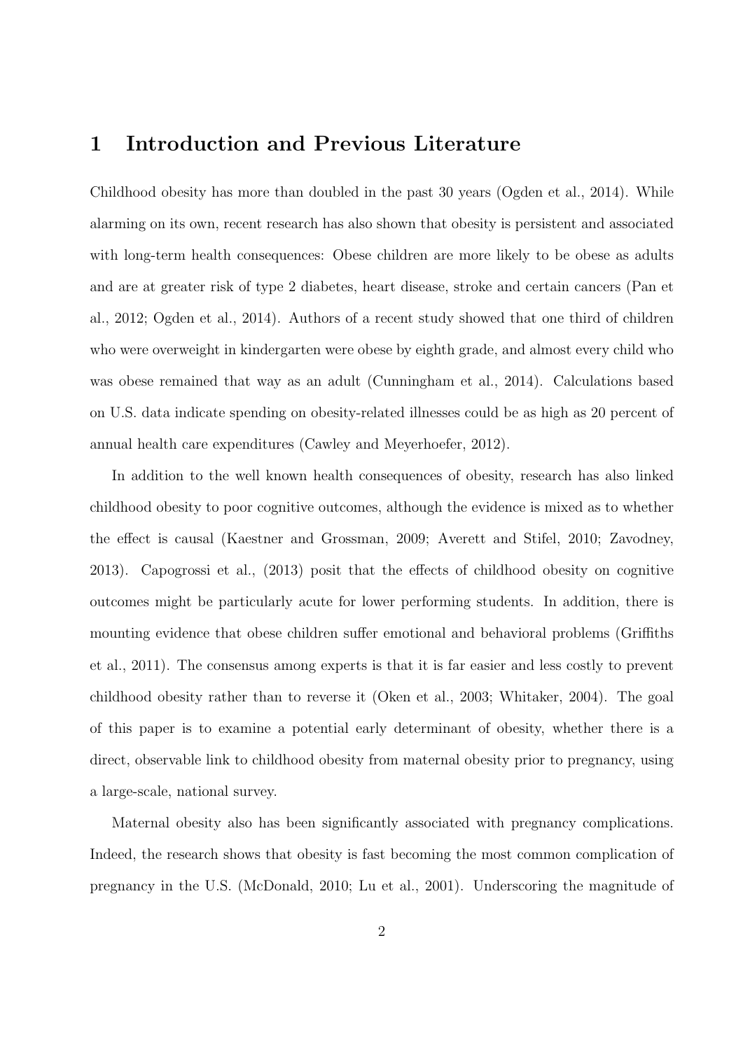# 1 Introduction and Previous Literature

Childhood obesity has more than doubled in the past 30 years (Ogden et al., 2014). While alarming on its own, recent research has also shown that obesity is persistent and associated with long-term health consequences: Obese children are more likely to be obese as adults and are at greater risk of type 2 diabetes, heart disease, stroke and certain cancers (Pan et al., 2012; Ogden et al., 2014). Authors of a recent study showed that one third of children who were overweight in kindergarten were obese by eighth grade, and almost every child who was obese remained that way as an adult (Cunningham et al., 2014). Calculations based on U.S. data indicate spending on obesity-related illnesses could be as high as 20 percent of annual health care expenditures (Cawley and Meyerhoefer, 2012).

In addition to the well known health consequences of obesity, research has also linked childhood obesity to poor cognitive outcomes, although the evidence is mixed as to whether the effect is causal (Kaestner and Grossman, 2009; Averett and Stifel, 2010; Zavodney, 2013). Capogrossi et al., (2013) posit that the effects of childhood obesity on cognitive outcomes might be particularly acute for lower performing students. In addition, there is mounting evidence that obese children suffer emotional and behavioral problems (Griffiths et al., 2011). The consensus among experts is that it is far easier and less costly to prevent childhood obesity rather than to reverse it (Oken et al., 2003; Whitaker, 2004). The goal of this paper is to examine a potential early determinant of obesity, whether there is a direct, observable link to childhood obesity from maternal obesity prior to pregnancy, using a large-scale, national survey.

Maternal obesity also has been significantly associated with pregnancy complications. Indeed, the research shows that obesity is fast becoming the most common complication of pregnancy in the U.S. (McDonald, 2010; Lu et al., 2001). Underscoring the magnitude of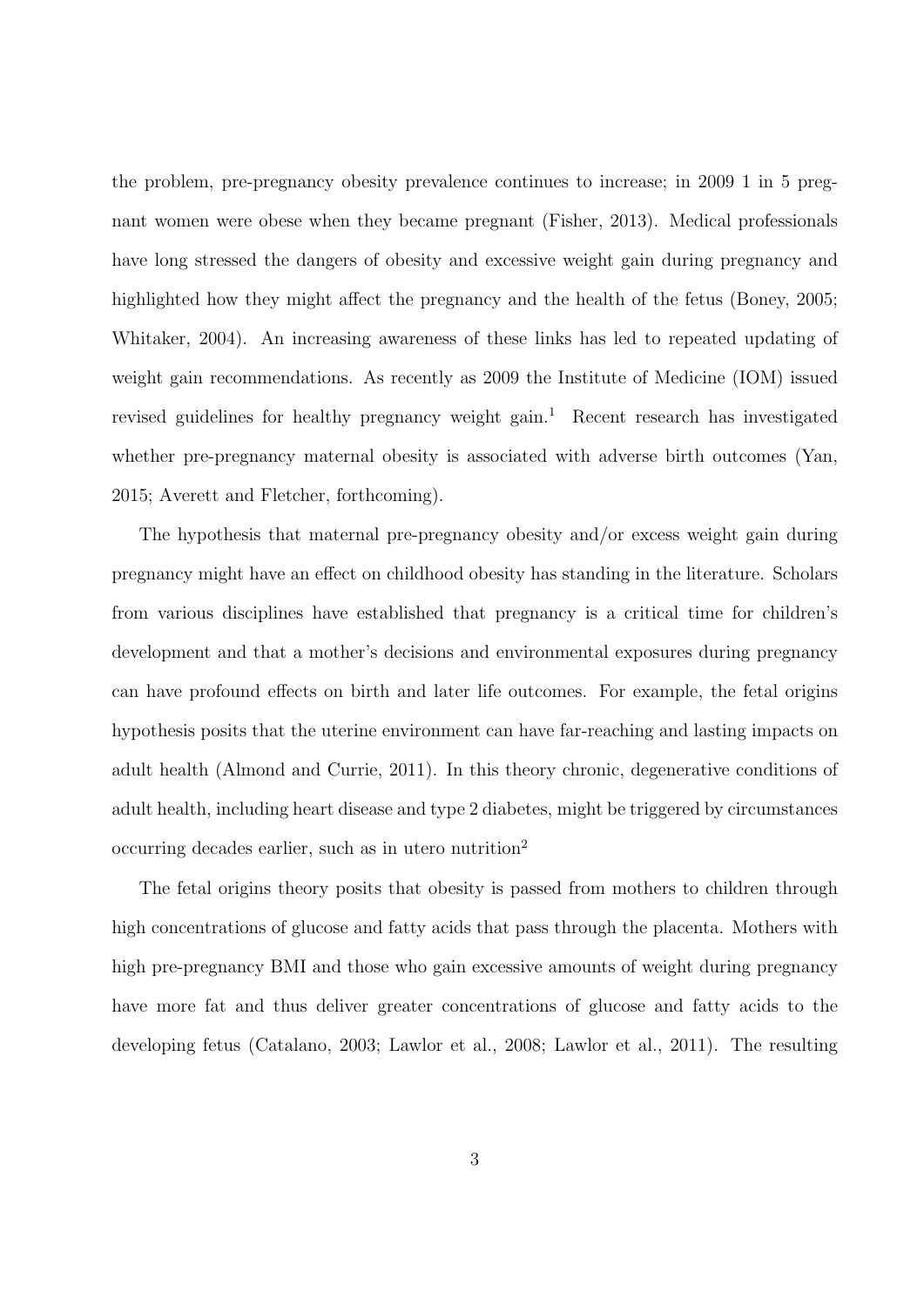the problem, pre-pregnancy obesity prevalence continues to increase; in 2009 1 in 5 pregnant women were obese when they became pregnant (Fisher, 2013). Medical professionals have long stressed the dangers of obesity and excessive weight gain during pregnancy and highlighted how they might affect the pregnancy and the health of the fetus (Boney, 2005; Whitaker, 2004). An increasing awareness of these links has led to repeated updating of weight gain recommendations. As recently as 2009 the Institute of Medicine (IOM) issued revised guidelines for healthy pregnancy weight gain.[1] Recent research has investigated whether pre-pregnancy maternal obesity is associated with adverse birth outcomes (Yan, 2015; Averett and Fletcher, forthcoming).

The hypothesis that maternal pre-pregnancy obesity and/or excess weight gain during pregnancy might have an effect on childhood obesity has standing in the literature. Scholars from various disciplines have established that pregnancy is a critical time for children's development and that a mother's decisions and environmental exposures during pregnancy can have profound effects on birth and later life outcomes. For example, the fetal origins hypothesis posits that the uterine environment can have far-reaching and lasting impacts on adult health (Almond and Currie, 2011). In this theory chronic, degenerative conditions of adult health, including heart disease and type 2 diabetes, might be triggered by circumstances occurring decades earlier, such as in utero nutrition[2]

The fetal origins theory posits that obesity is passed from mothers to children through high concentrations of glucose and fatty acids that pass through the placenta. Mothers with high pre-pregnancy BMI and those who gain excessive amounts of weight during pregnancy have more fat and thus deliver greater concentrations of glucose and fatty acids to the developing fetus (Catalano, 2003; Lawlor et al., 2008; Lawlor et al., 2011). The resulting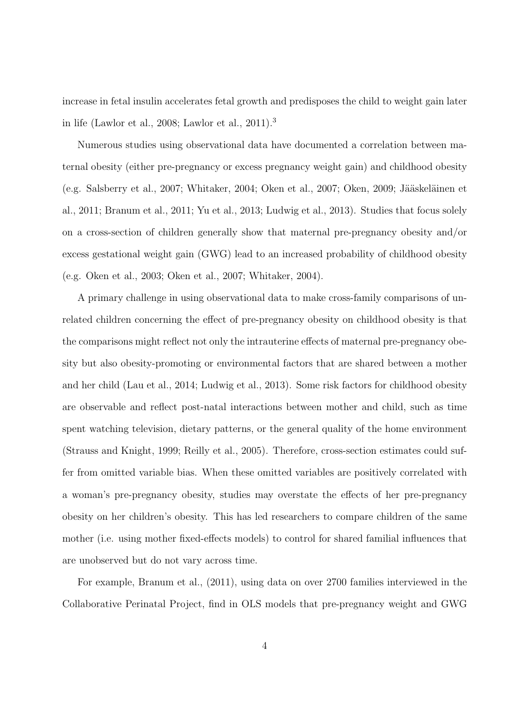increase in fetal insulin accelerates fetal growth and predisposes the child to weight gain later in life (Lawlor et al., 2008; Lawlor et al., 2011).[3]

Numerous studies using observational data have documented a correlation between maternal obesity (either pre-pregnancy or excess pregnancy weight gain) and childhood obesity (e.g. Salsberry et al., 2007; Whitaker, 2004; Oken et al., 2007; Oken, 2009; Jääskeläinen et al., 2011; Branum et al., 2011; Yu et al., 2013; Ludwig et al., 2013). Studies that focus solely on a cross-section of children generally show that maternal pre-pregnancy obesity and/or excess gestational weight gain (GWG) lead to an increased probability of childhood obesity (e.g. Oken et al., 2003; Oken et al., 2007; Whitaker, 2004).

A primary challenge in using observational data to make cross-family comparisons of unrelated children concerning the effect of pre-pregnancy obesity on childhood obesity is that the comparisons might reflect not only the intrauterine effects of maternal pre-pregnancy obesity but also obesity-promoting or environmental factors that are shared between a mother and her child (Lau et al., 2014; Ludwig et al., 2013). Some risk factors for childhood obesity are observable and reflect post-natal interactions between mother and child, such as time spent watching television, dietary patterns, or the general quality of the home environment (Strauss and Knight, 1999; Reilly et al., 2005). Therefore, cross-section estimates could suffer from omitted variable bias. When these omitted variables are positively correlated with a woman's pre-pregnancy obesity, studies may overstate the effects of her pre-pregnancy obesity on her children's obesity. This has led researchers to compare children of the same mother (i.e. using mother fixed-effects models) to control for shared familial influences that are unobserved but do not vary across time.

For example, Branum et al., (2011), using data on over 2700 families interviewed in the Collaborative Perinatal Project, find in OLS models that pre-pregnancy weight and GWG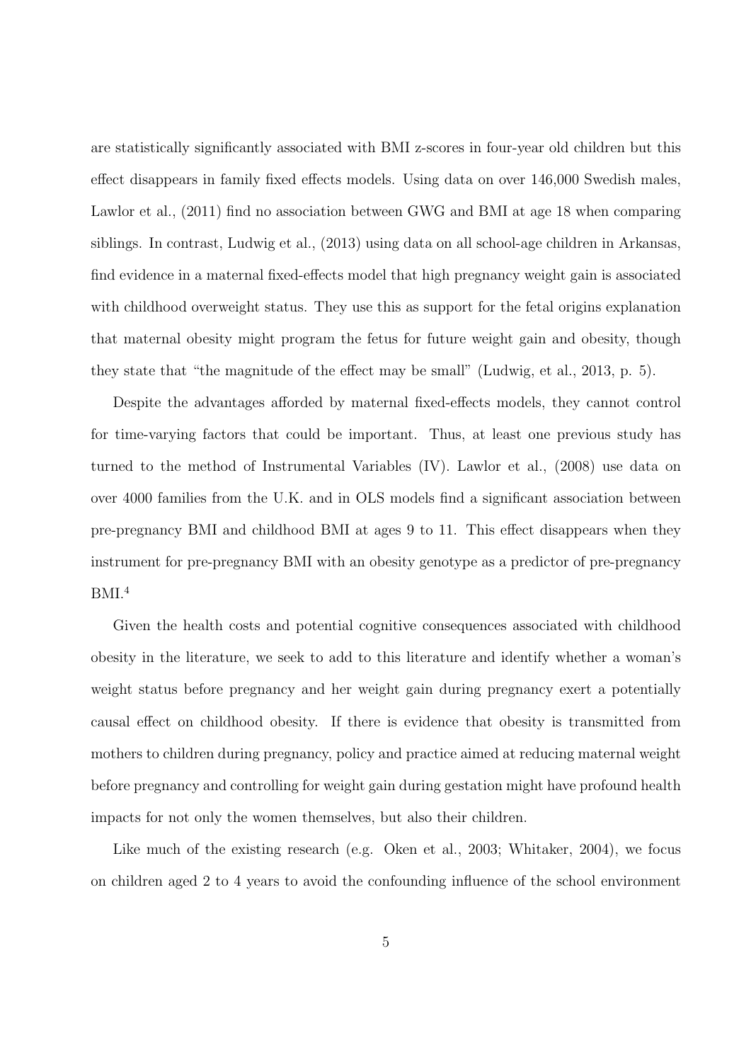are statistically significantly associated with BMI z-scores in four-year old children but this effect disappears in family fixed effects models. Using data on over 146,000 Swedish males, Lawlor et al., (2011) find no association between GWG and BMI at age 18 when comparing siblings. In contrast, Ludwig et al., (2013) using data on all school-age children in Arkansas, find evidence in a maternal fixed-effects model that high pregnancy weight gain is associated with childhood overweight status. They use this as support for the fetal origins explanation that maternal obesity might program the fetus for future weight gain and obesity, though they state that "the magnitude of the effect may be small" (Ludwig, et al., 2013, p. 5).

Despite the advantages afforded by maternal fixed-effects models, they cannot control for time-varying factors that could be important. Thus, at least one previous study has turned to the method of Instrumental Variables (IV). Lawlor et al., (2008) use data on over 4000 families from the U.K. and in OLS models find a significant association between pre-pregnancy BMI and childhood BMI at ages 9 to 11. This effect disappears when they instrument for pre-pregnancy BMI with an obesity genotype as a predictor of pre-pregnancy BMI.[4]

Given the health costs and potential cognitive consequences associated with childhood obesity in the literature, we seek to add to this literature and identify whether a woman's weight status before pregnancy and her weight gain during pregnancy exert a potentially causal effect on childhood obesity. If there is evidence that obesity is transmitted from mothers to children during pregnancy, policy and practice aimed at reducing maternal weight before pregnancy and controlling for weight gain during gestation might have profound health impacts for not only the women themselves, but also their children.

Like much of the existing research (e.g. Oken et al., 2003; Whitaker, 2004), we focus on children aged 2 to 4 years to avoid the confounding influence of the school environment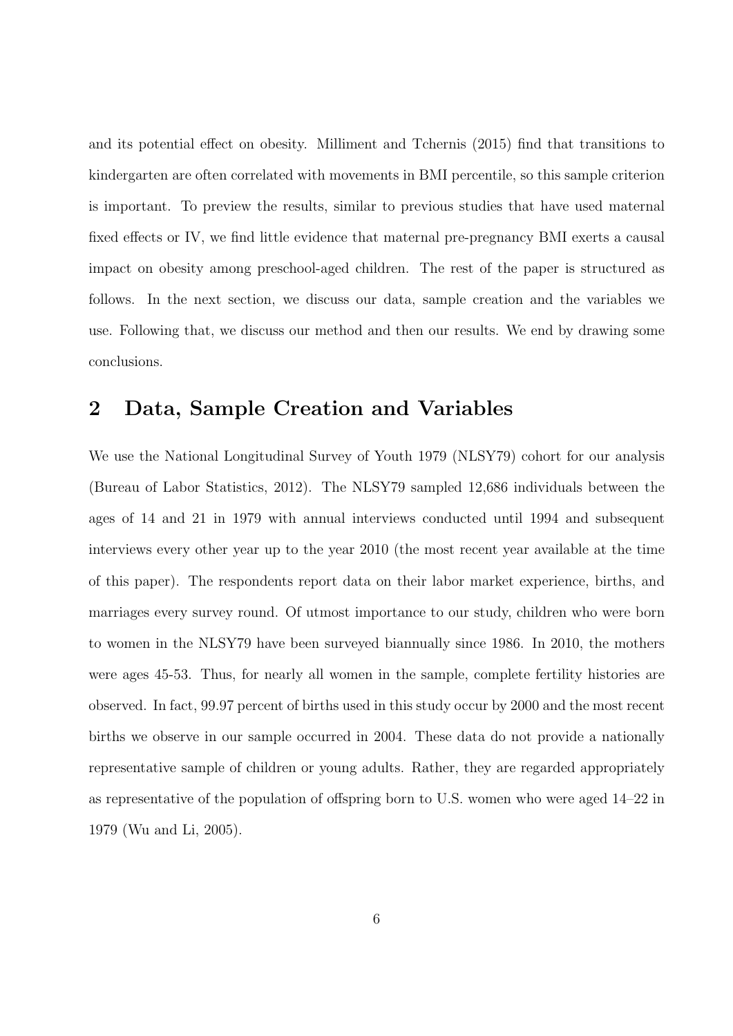and its potential effect on obesity. Milliment and Tchernis (2015) find that transitions to kindergarten are often correlated with movements in BMI percentile, so this sample criterion is important. To preview the results, similar to previous studies that have used maternal fixed effects or IV, we find little evidence that maternal pre-pregnancy BMI exerts a causal impact on obesity among preschool-aged children. The rest of the paper is structured as follows. In the next section, we discuss our data, sample creation and the variables we use. Following that, we discuss our method and then our results. We end by drawing some conclusions.

## 2 Data, Sample Creation and Variables

We use the National Longitudinal Survey of Youth 1979 (NLSY79) cohort for our analysis (Bureau of Labor Statistics, 2012). The NLSY79 sampled 12,686 individuals between the ages of 14 and 21 in 1979 with annual interviews conducted until 1994 and subsequent interviews every other year up to the year 2010 (the most recent year available at the time of this paper). The respondents report data on their labor market experience, births, and marriages every survey round. Of utmost importance to our study, children who were born to women in the NLSY79 have been surveyed biannually since 1986. In 2010, the mothers were ages 45-53. Thus, for nearly all women in the sample, complete fertility histories are observed. In fact, 99.97 percent of births used in this study occur by 2000 and the most recent births we observe in our sample occurred in 2004. These data do not provide a nationally representative sample of children or young adults. Rather, they are regarded appropriately as representative of the population of offspring born to U.S. women who were aged 14–22 in 1979 (Wu and Li, 2005).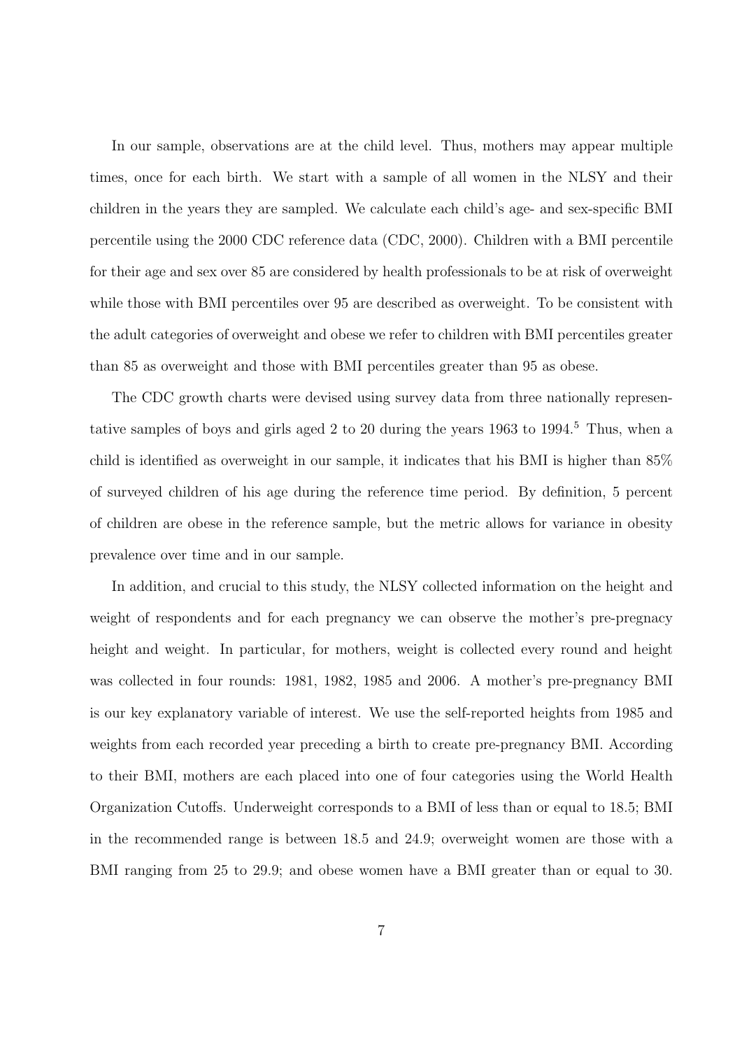In our sample, observations are at the child level. Thus, mothers may appear multiple times, once for each birth. We start with a sample of all women in the NLSY and their children in the years they are sampled. We calculate each child's age- and sex-specific BMI percentile using the 2000 CDC reference data (CDC, 2000). Children with a BMI percentile for their age and sex over 85 are considered by health professionals to be at risk of overweight while those with BMI percentiles over 95 are described as overweight. To be consistent with the adult categories of overweight and obese we refer to children with BMI percentiles greater than 85 as overweight and those with BMI percentiles greater than 95 as obese.

The CDC growth charts were devised using survey data from three nationally representative samples of boys and girls aged 2 to 20 during the years 1963 to 1994.[5] Thus, when a child is identified as overweight in our sample, it indicates that his BMI is higher than 85% of surveyed children of his age during the reference time period. By definition, 5 percent of children are obese in the reference sample, but the metric allows for variance in obesity prevalence over time and in our sample.

In addition, and crucial to this study, the NLSY collected information on the height and weight of respondents and for each pregnancy we can observe the mother's pre-pregnacy height and weight. In particular, for mothers, weight is collected every round and height was collected in four rounds: 1981, 1982, 1985 and 2006. A mother's pre-pregnancy BMI is our key explanatory variable of interest. We use the self-reported heights from 1985 and weights from each recorded year preceding a birth to create pre-pregnancy BMI. According to their BMI, mothers are each placed into one of four categories using the World Health Organization Cutoffs. Underweight corresponds to a BMI of less than or equal to 18.5; BMI in the recommended range is between 18.5 and 24.9; overweight women are those with a BMI ranging from 25 to 29.9; and obese women have a BMI greater than or equal to 30.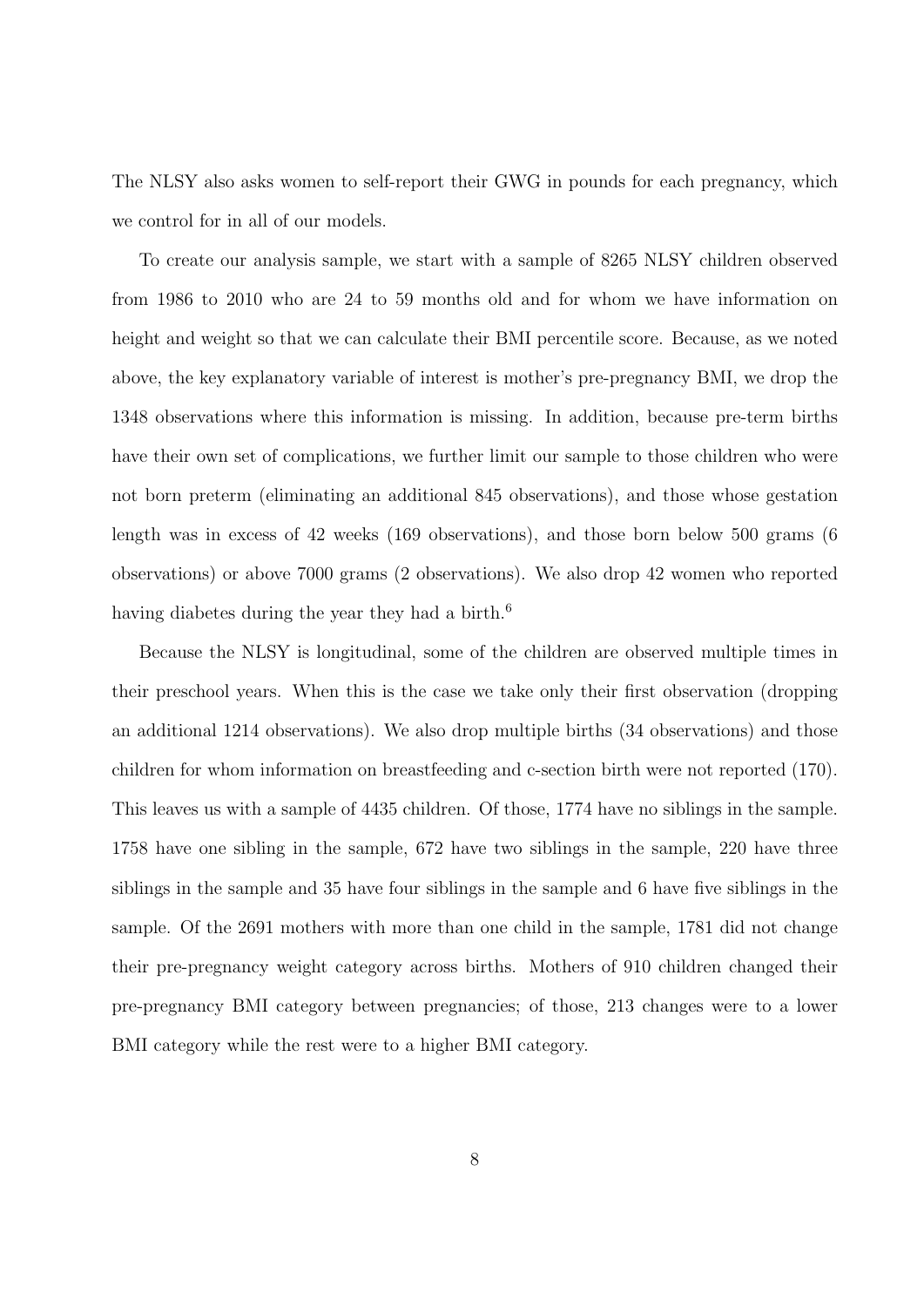The NLSY also asks women to self-report their GWG in pounds for each pregnancy, which we control for in all of our models.

To create our analysis sample, we start with a sample of 8265 NLSY children observed from 1986 to 2010 who are 24 to 59 months old and for whom we have information on height and weight so that we can calculate their BMI percentile score. Because, as we noted above, the key explanatory variable of interest is mother's pre-pregnancy BMI, we drop the 1348 observations where this information is missing. In addition, because pre-term births have their own set of complications, we further limit our sample to those children who were not born preterm (eliminating an additional 845 observations), and those whose gestation length was in excess of 42 weeks (169 observations), and those born below 500 grams (6 observations) or above 7000 grams (2 observations). We also drop 42 women who reported having diabetes during the year they had a birth.[6]

Because the NLSY is longitudinal, some of the children are observed multiple times in their preschool years. When this is the case we take only their first observation (dropping an additional 1214 observations). We also drop multiple births (34 observations) and those children for whom information on breastfeeding and c-section birth were not reported (170). This leaves us with a sample of 4435 children. Of those, 1774 have no siblings in the sample. 1758 have one sibling in the sample, 672 have two siblings in the sample, 220 have three siblings in the sample and 35 have four siblings in the sample and 6 have five siblings in the sample. Of the 2691 mothers with more than one child in the sample, 1781 did not change their pre-pregnancy weight category across births. Mothers of 910 children changed their pre-pregnancy BMI category between pregnancies; of those, 213 changes were to a lower BMI category while the rest were to a higher BMI category.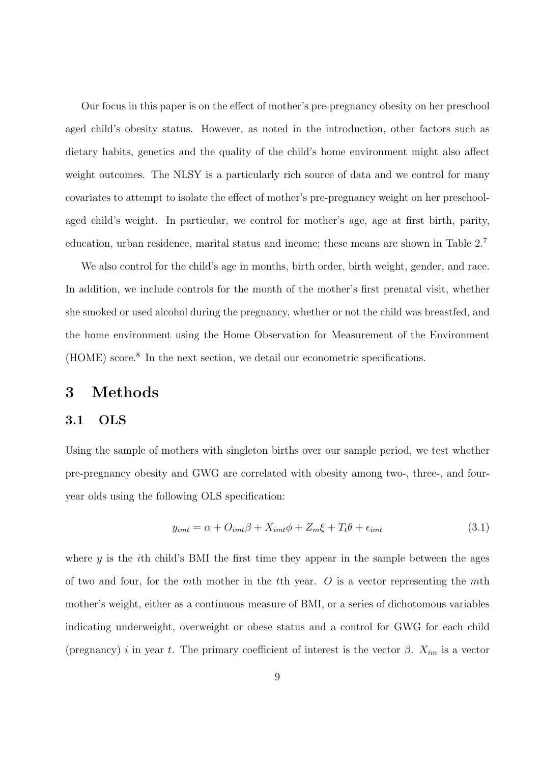Our focus in this paper is on the effect of mother's pre-pregnancy obesity on her preschool aged child's obesity status. However, as noted in the introduction, other factors such as dietary habits, genetics and the quality of the child's home environment might also affect weight outcomes. The NLSY is a particularly rich source of data and we control for many covariates to attempt to isolate the effect of mother's pre-pregnancy weight on her preschool-aged child's weight. In particular, we control for mother's age, age at first birth, parity, education, urban residence, marital status and income; these means are shown in Table 2.[7]

We also control for the child's age in months, birth order, birth weight, gender, and race. In addition, we include controls for the month of the mother's first prenatal visit, whether she smoked or used alcohol during the pregnancy, whether or not the child was breastfed, and the home environment using the Home Observation for Measurement of the Environment (HOME) score.[8] In the next section, we detail our econometric specifications.

# 3 Methods

## 3.1 OLS

Using the sample of mothers with singleton births over our sample period, we test whether pre-pregnancy obesity and GWG are correlated with obesity among two-, three-, and four-year olds using the following OLS specification:

$$y_{imt} = \alpha + O_{imt}\beta + X_{imt}\phi + Z_m\xi + T_t\theta + \epsilon_{imt} \tag{3.1}$$

where $y$ is the $i$th child's BMI the first time they appear in the sample between the ages of two and four, for the $m$th mother in the $t$th year. $O$ is a vector representing the $m$th mother's weight, either as a continuous measure of BMI, or a series of dichotomous variables indicating underweight, overweight or obese status and a control for GWG for each child (pregnancy) $i$ in year $t$. The primary coefficient of interest is the vector $\beta$. $X_{im}$ is a vector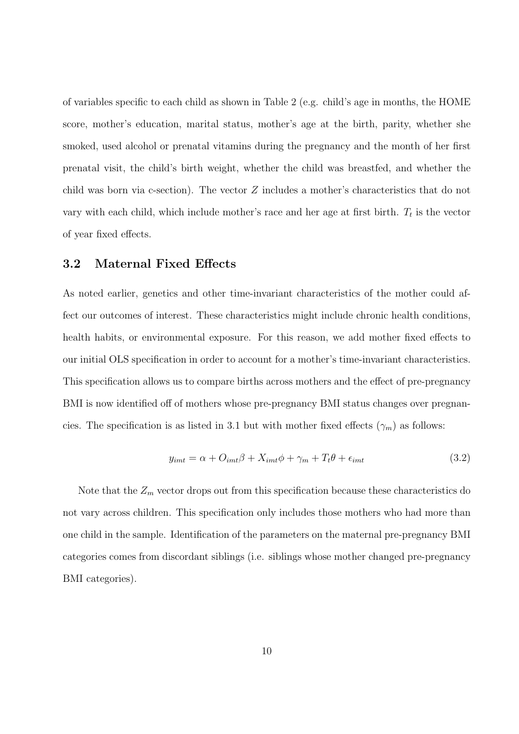of variables specific to each child as shown in Table 2 (e.g. child's age in months, the HOME score, mother's education, marital status, mother's age at the birth, parity, whether she smoked, used alcohol or prenatal vitamins during the pregnancy and the month of her first prenatal visit, the child's birth weight, whether the child was breastfed, and whether the child was born via c-section). The vector $Z$ includes a mother's characteristics that do not vary with each child, which include mother's race and her age at first birth. $T_t$ is the vector of year fixed effects.

### 3.2 Maternal Fixed Effects

As noted earlier, genetics and other time-invariant characteristics of the mother could affect our outcomes of interest. These characteristics might include chronic health conditions, health habits, or environmental exposure. For this reason, we add mother fixed effects to our initial OLS specification in order to account for a mother's time-invariant characteristics. This specification allows us to compare births across mothers and the effect of pre-pregnancy BMI is now identified off of mothers whose pre-pregnancy BMI status changes over pregnancies. The specification is as listed in 3.1 but with mother fixed effects ($\gamma_m$) as follows:

$$y_{imt} = \alpha + O_{imt}\beta + X_{imt}\phi + \gamma_m + T_t\theta + \epsilon_{imt} \tag{3.2}$$

Note that the $Z_m$ vector drops out from this specification because these characteristics do not vary across children. This specification only includes those mothers who had more than one child in the sample. Identification of the parameters on the maternal pre-pregnancy BMI categories comes from discordant siblings (i.e. siblings whose mother changed pre-pregnancy BMI categories).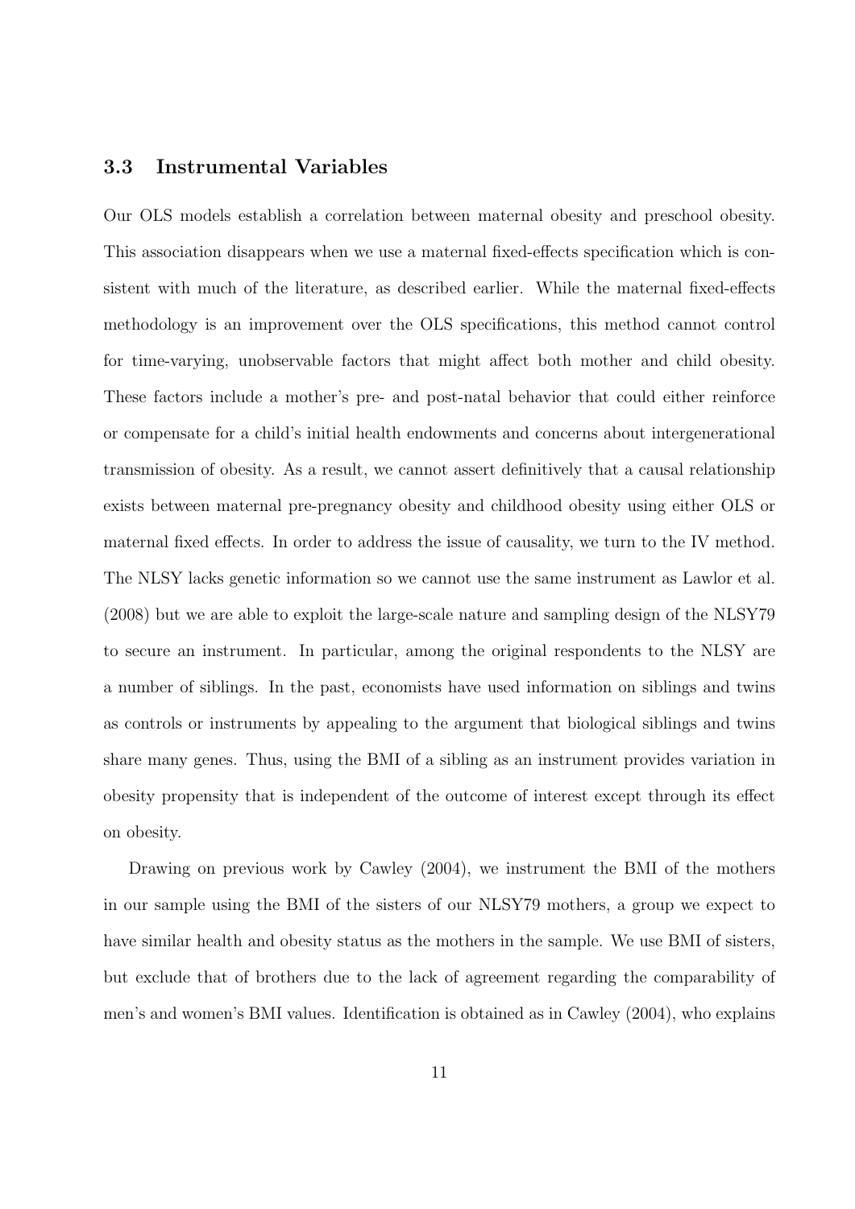### 3.3 Instrumental Variables

Our OLS models establish a correlation between maternal obesity and preschool obesity. This association disappears when we use a maternal fixed-effects specification which is consistent with much of the literature, as described earlier. While the maternal fixed-effects methodology is an improvement over the OLS specifications, this method cannot control for time-varying, unobservable factors that might affect both mother and child obesity. These factors include a mother's pre- and post-natal behavior that could either reinforce or compensate for a child's initial health endowments and concerns about intergenerational transmission of obesity. As a result, we cannot assert definitively that a causal relationship exists between maternal pre-pregnancy obesity and childhood obesity using either OLS or maternal fixed effects. In order to address the issue of causality, we turn to the IV method. The NLSY lacks genetic information so we cannot use the same instrument as Lawlor et al. (2008) but we are able to exploit the large-scale nature and sampling design of the NLSY79 to secure an instrument. In particular, among the original respondents to the NLSY are a number of siblings. In the past, economists have used information on siblings and twins as controls or instruments by appealing to the argument that biological siblings and twins share many genes. Thus, using the BMI of a sibling as an instrument provides variation in obesity propensity that is independent of the outcome of interest except through its effect on obesity.

Drawing on previous work by Cawley (2004), we instrument the BMI of the mothers in our sample using the BMI of the sisters of our NLSY79 mothers, a group we expect to have similar health and obesity status as the mothers in the sample. We use BMI of sisters, but exclude that of brothers due to the lack of agreement regarding the comparability of men's and women's BMI values. Identification is obtained as in Cawley (2004), who explains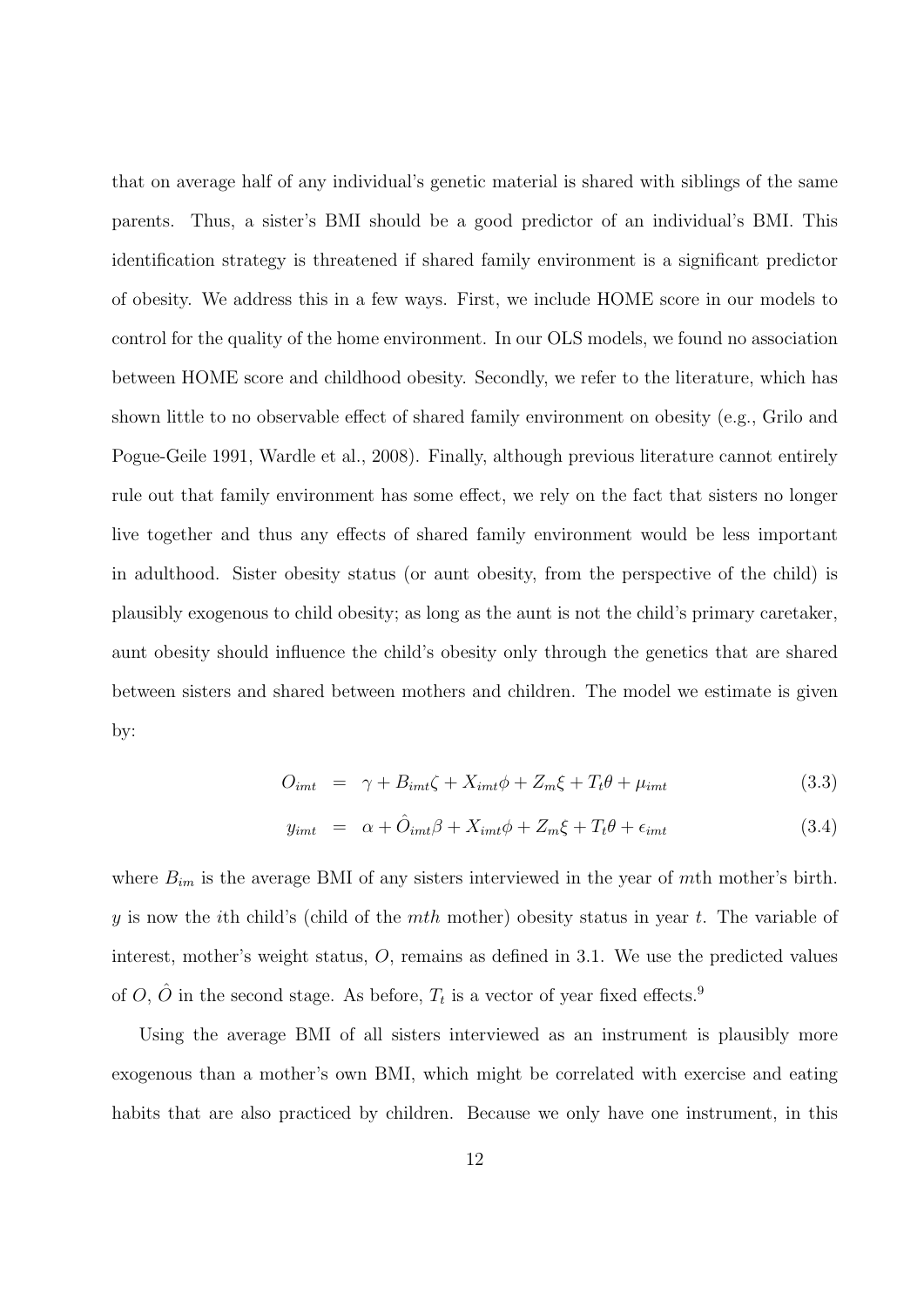that on average half of any individual's genetic material is shared with siblings of the same parents. Thus, a sister's BMI should be a good predictor of an individual's BMI. This identification strategy is threatened if shared family environment is a significant predictor of obesity. We address this in a few ways. First, we include HOME score in our models to control for the quality of the home environment. In our OLS models, we found no association between HOME score and childhood obesity. Secondly, we refer to the literature, which has shown little to no observable effect of shared family environment on obesity (e.g., Grilo and Pogue-Geile 1991, Wardle et al., 2008). Finally, although previous literature cannot entirely rule out that family environment has some effect, we rely on the fact that sisters no longer live together and thus any effects of shared family environment would be less important in adulthood. Sister obesity status (or aunt obesity, from the perspective of the child) is plausibly exogenous to child obesity; as long as the aunt is not the child's primary caretaker, aunt obesity should influence the child's obesity only through the genetics that are shared between sisters and shared between mothers and children. The model we estimate is given by:

$$O_{imt} = \gamma + B_{imt}\zeta + X_{imt}\phi + Z_m\xi + T_t\theta + \mu_{imt} \tag{3.3}$$

$$y_{imt} = \alpha + \hat{O}_{imt}\beta + X_{imt}\phi + Z_m\xi + T_t\theta + \epsilon_{imt} \tag{3.4}$$

where $B_{im}$ is the average BMI of any sisters interviewed in the year of $m$th mother's birth. $y$ is now the $i$th child's (child of the $mth$ mother) obesity status in year $t$. The variable of interest, mother's weight status, $O$, remains as defined in 3.1. We use the predicted values of $O$, $\hat{O}$ in the second stage. As before, $T_t$ is a vector of year fixed effects.[9]

Using the average BMI of all sisters interviewed as an instrument is plausibly more exogenous than a mother's own BMI, which might be correlated with exercise and eating habits that are also practiced by children. Because we only have one instrument, in this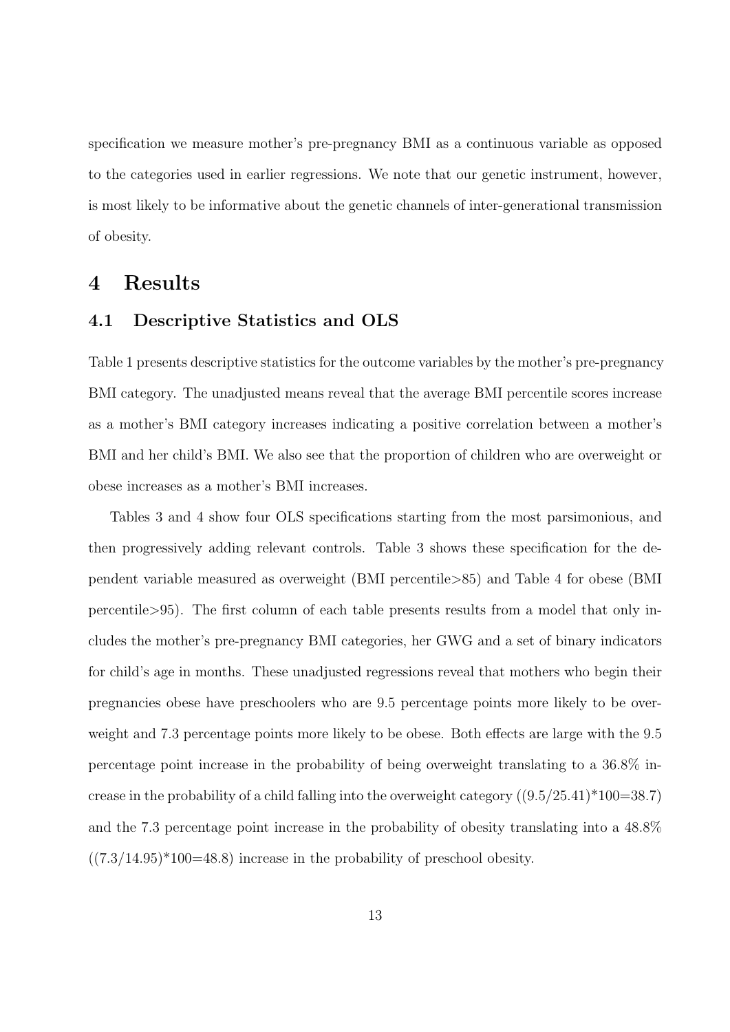specification we measure mother's pre-pregnancy BMI as a continuous variable as opposed to the categories used in earlier regressions. We note that our genetic instrument, however, is most likely to be informative about the genetic channels of inter-generational transmission of obesity.

# 4 Results

## 4.1 Descriptive Statistics and OLS

Table 1 presents descriptive statistics for the outcome variables by the mother's pre-pregnancy BMI category. The unadjusted means reveal that the average BMI percentile scores increase as a mother's BMI category increases indicating a positive correlation between a mother's BMI and her child's BMI. We also see that the proportion of children who are overweight or obese increases as a mother's BMI increases.

Tables 3 and 4 show four OLS specifications starting from the most parsimonious, and then progressively adding relevant controls. Table 3 shows these specification for the dependent variable measured as overweight (BMI percentile>85) and Table 4 for obese (BMI percentile>95). The first column of each table presents results from a model that only includes the mother's pre-pregnancy BMI categories, her GWG and a set of binary indicators for child's age in months. These unadjusted regressions reveal that mothers who begin their pregnancies obese have preschoolers who are 9.5 percentage points more likely to be overweight and 7.3 percentage points more likely to be obese. Both effects are large with the 9.5 percentage point increase in the probability of being overweight translating to a 36.8% increase in the probability of a child falling into the overweight category ((9.5/25.41)*100=38.7) and the 7.3 percentage point increase in the probability of obesity translating into a 48.8% ((7.3/14.95)*100=48.8) increase in the probability of preschool obesity.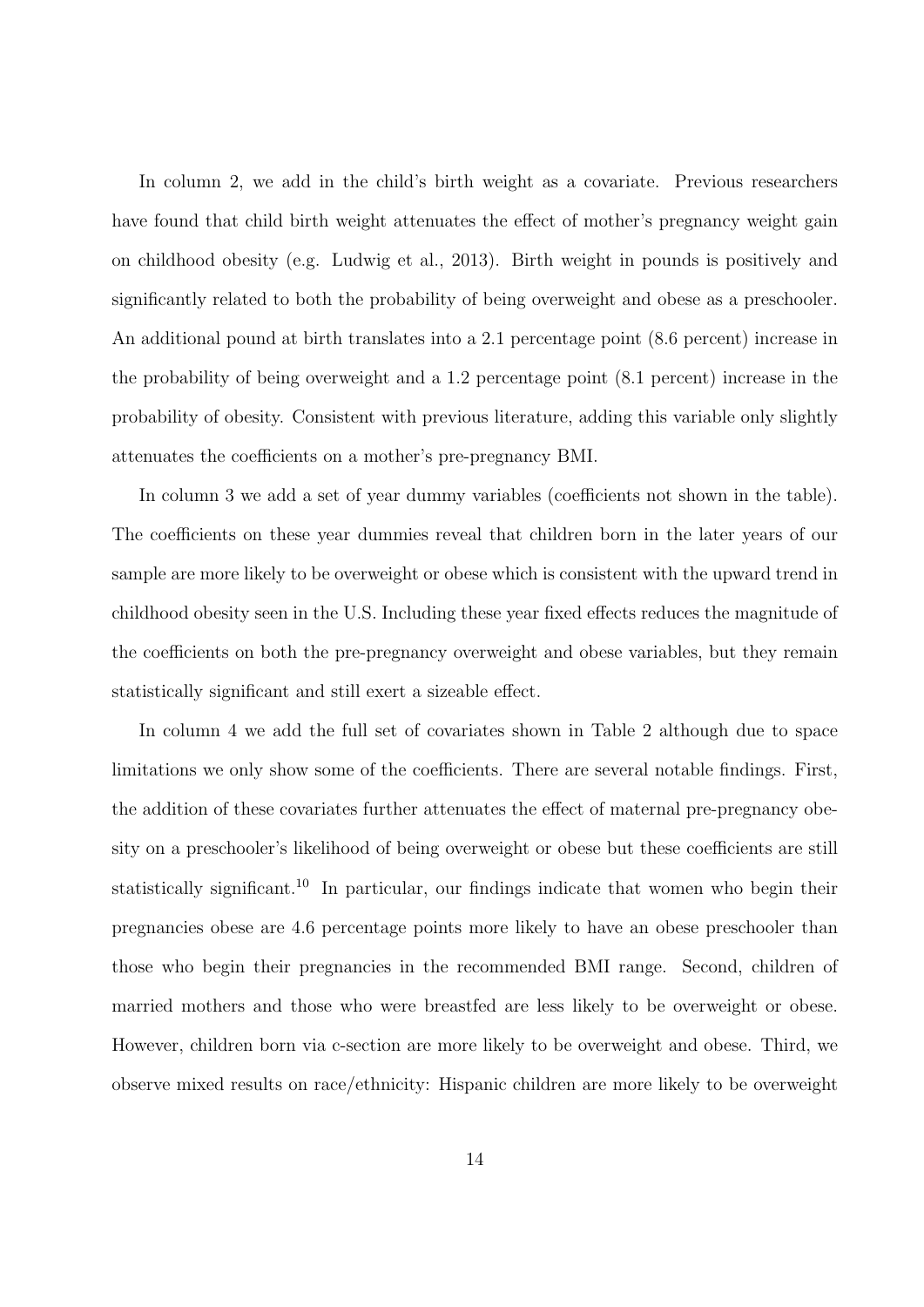In column 2, we add in the child's birth weight as a covariate. Previous researchers have found that child birth weight attenuates the effect of mother's pregnancy weight gain on childhood obesity (e.g. Ludwig et al., 2013). Birth weight in pounds is positively and significantly related to both the probability of being overweight and obese as a preschooler. An additional pound at birth translates into a 2.1 percentage point (8.6 percent) increase in the probability of being overweight and a 1.2 percentage point (8.1 percent) increase in the probability of obesity. Consistent with previous literature, adding this variable only slightly attenuates the coefficients on a mother's pre-pregnancy BMI.

In column 3 we add a set of year dummy variables (coefficients not shown in the table). The coefficients on these year dummies reveal that children born in the later years of our sample are more likely to be overweight or obese which is consistent with the upward trend in childhood obesity seen in the U.S. Including these year fixed effects reduces the magnitude of the coefficients on both the pre-pregnancy overweight and obese variables, but they remain statistically significant and still exert a sizeable effect.

In column 4 we add the full set of covariates shown in Table 2 although due to space limitations we only show some of the coefficients. There are several notable findings. First, the addition of these covariates further attenuates the effect of maternal pre-pregnancy obesity on a preschooler's likelihood of being overweight or obese but these coefficients are still statistically significant.[10] In particular, our findings indicate that women who begin their pregnancies obese are 4.6 percentage points more likely to have an obese preschooler than those who begin their pregnancies in the recommended BMI range. Second, children of married mothers and those who were breastfed are less likely to be overweight or obese. However, children born via c-section are more likely to be overweight and obese. Third, we observe mixed results on race/ethnicity: Hispanic children are more likely to be overweight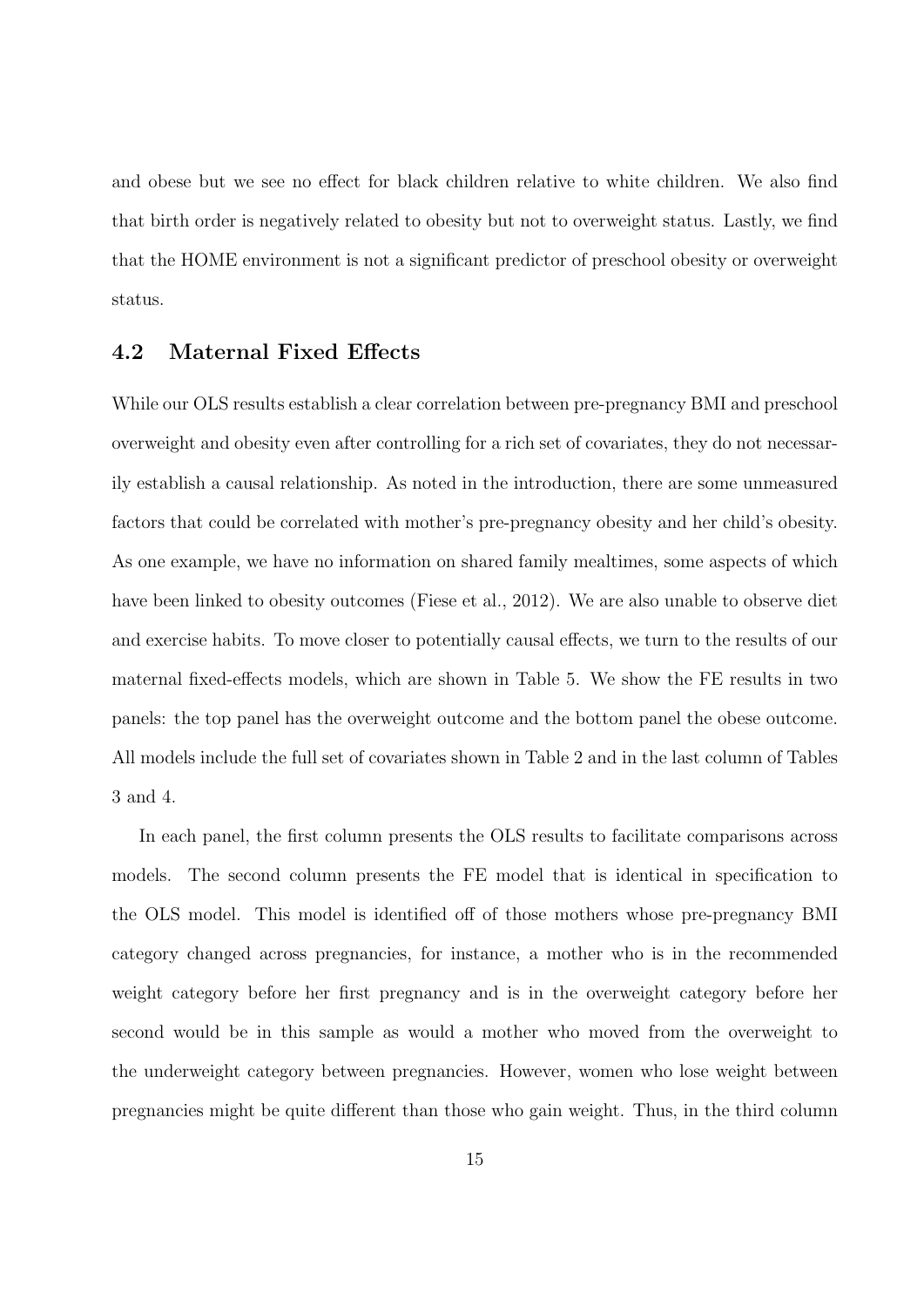and obese but we see no effect for black children relative to white children. We also find that birth order is negatively related to obesity but not to overweight status. Lastly, we find that the HOME environment is not a significant predictor of preschool obesity or overweight status.

## 4.2 Maternal Fixed Effects

While our OLS results establish a clear correlation between pre-pregnancy BMI and preschool overweight and obesity even after controlling for a rich set of covariates, they do not necessarily establish a causal relationship. As noted in the introduction, there are some unmeasured factors that could be correlated with mother's pre-pregnancy obesity and her child's obesity. As one example, we have no information on shared family mealtimes, some aspects of which have been linked to obesity outcomes (Fiese et al., 2012). We are also unable to observe diet and exercise habits. To move closer to potentially causal effects, we turn to the results of our maternal fixed-effects models, which are shown in Table 5. We show the FE results in two panels: the top panel has the overweight outcome and the bottom panel the obese outcome. All models include the full set of covariates shown in Table 2 and in the last column of Tables 3 and 4.

In each panel, the first column presents the OLS results to facilitate comparisons across models. The second column presents the FE model that is identical in specification to the OLS model. This model is identified off of those mothers whose pre-pregnancy BMI category changed across pregnancies, for instance, a mother who is in the recommended weight category before her first pregnancy and is in the overweight category before her second would be in this sample as would a mother who moved from the overweight to the underweight category between pregnancies. However, women who lose weight between pregnancies might be quite different than those who gain weight. Thus, in the third column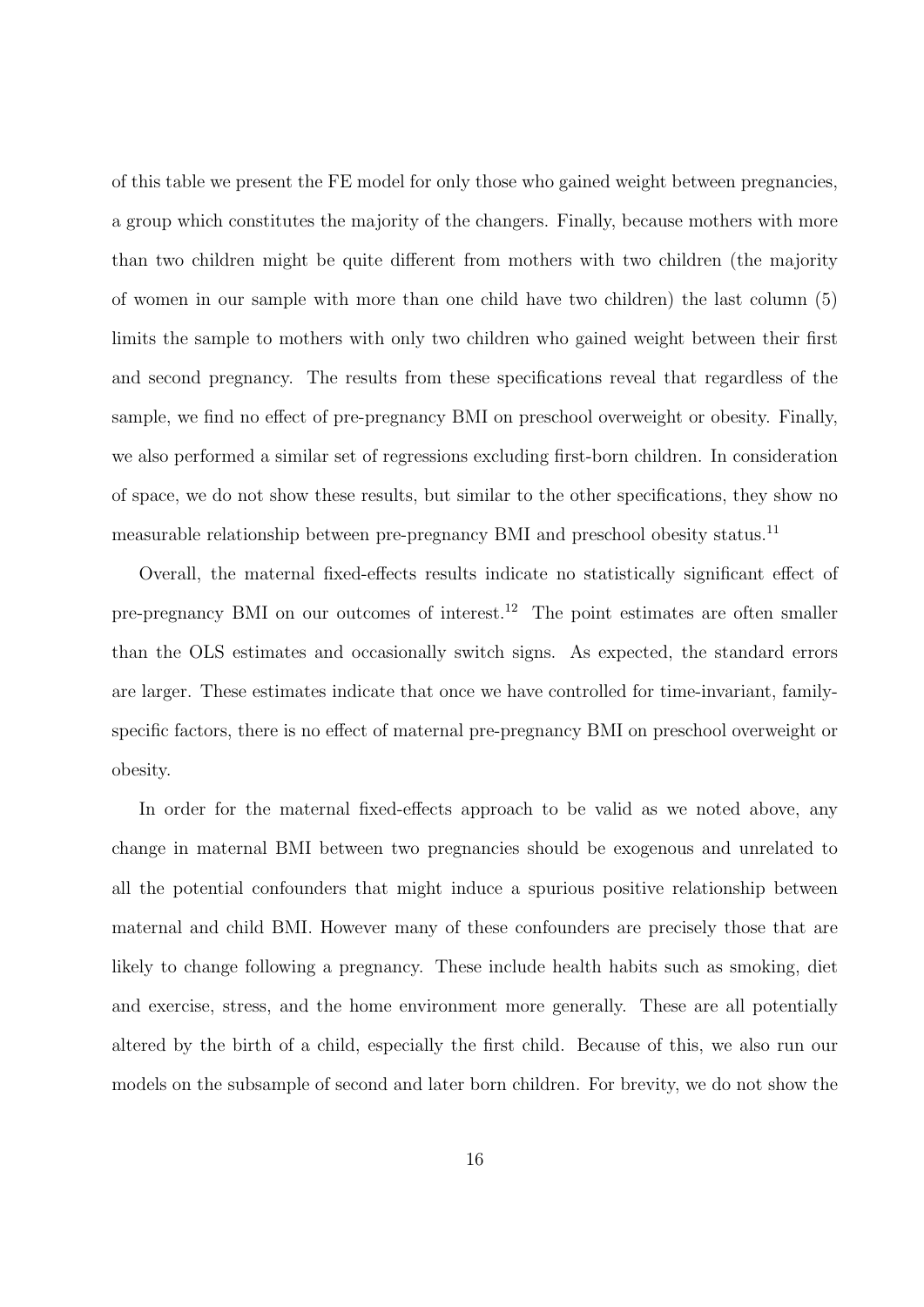of this table we present the FE model for only those who gained weight between pregnancies, a group which constitutes the majority of the changers. Finally, because mothers with more than two children might be quite different from mothers with two children (the majority of women in our sample with more than one child have two children) the last column (5) limits the sample to mothers with only two children who gained weight between their first and second pregnancy. The results from these specifications reveal that regardless of the sample, we find no effect of pre-pregnancy BMI on preschool overweight or obesity. Finally, we also performed a similar set of regressions excluding first-born children. In consideration of space, we do not show these results, but similar to the other specifications, they show no measurable relationship between pre-pregnancy BMI and preschool obesity status.[11]

Overall, the maternal fixed-effects results indicate no statistically significant effect of pre-pregnancy BMI on our outcomes of interest.[12] The point estimates are often smaller than the OLS estimates and occasionally switch signs. As expected, the standard errors are larger. These estimates indicate that once we have controlled for time-invariant, family-specific factors, there is no effect of maternal pre-pregnancy BMI on preschool overweight or obesity.

In order for the maternal fixed-effects approach to be valid as we noted above, any change in maternal BMI between two pregnancies should be exogenous and unrelated to all the potential confounders that might induce a spurious positive relationship between maternal and child BMI. However many of these confounders are precisely those that are likely to change following a pregnancy. These include health habits such as smoking, diet and exercise, stress, and the home environment more generally. These are all potentially altered by the birth of a child, especially the first child. Because of this, we also run our models on the subsample of second and later born children. For brevity, we do not show the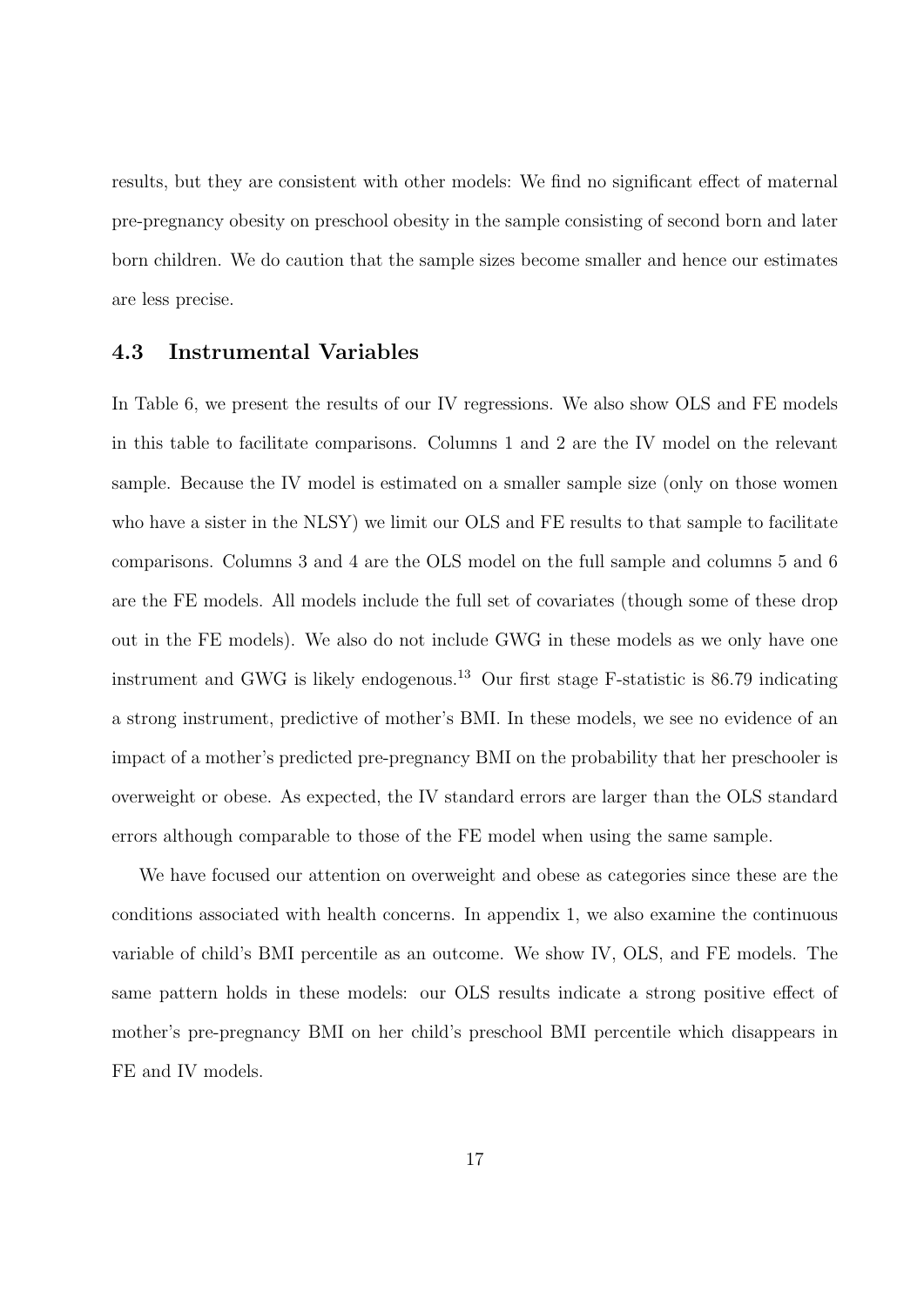results, but they are consistent with other models: We find no significant effect of maternal pre-pregnancy obesity on preschool obesity in the sample consisting of second born and later born children. We do caution that the sample sizes become smaller and hence our estimates are less precise.

### 4.3 Instrumental Variables

In Table 6, we present the results of our IV regressions. We also show OLS and FE models in this table to facilitate comparisons. Columns 1 and 2 are the IV model on the relevant sample. Because the IV model is estimated on a smaller sample size (only on those women who have a sister in the NLSY) we limit our OLS and FE results to that sample to facilitate comparisons. Columns 3 and 4 are the OLS model on the full sample and columns 5 and 6 are the FE models. All models include the full set of covariates (though some of these drop out in the FE models). We also do not include GWG in these models as we only have one instrument and GWG is likely endogenous.[13] Our first stage F-statistic is 86.79 indicating a strong instrument, predictive of mother's BMI. In these models, we see no evidence of an impact of a mother's predicted pre-pregnancy BMI on the probability that her preschooler is overweight or obese. As expected, the IV standard errors are larger than the OLS standard errors although comparable to those of the FE model when using the same sample.

We have focused our attention on overweight and obese as categories since these are the conditions associated with health concerns. In appendix 1, we also examine the continuous variable of child's BMI percentile as an outcome. We show IV, OLS, and FE models. The same pattern holds in these models: our OLS results indicate a strong positive effect of mother's pre-pregnancy BMI on her child's preschool BMI percentile which disappears in FE and IV models.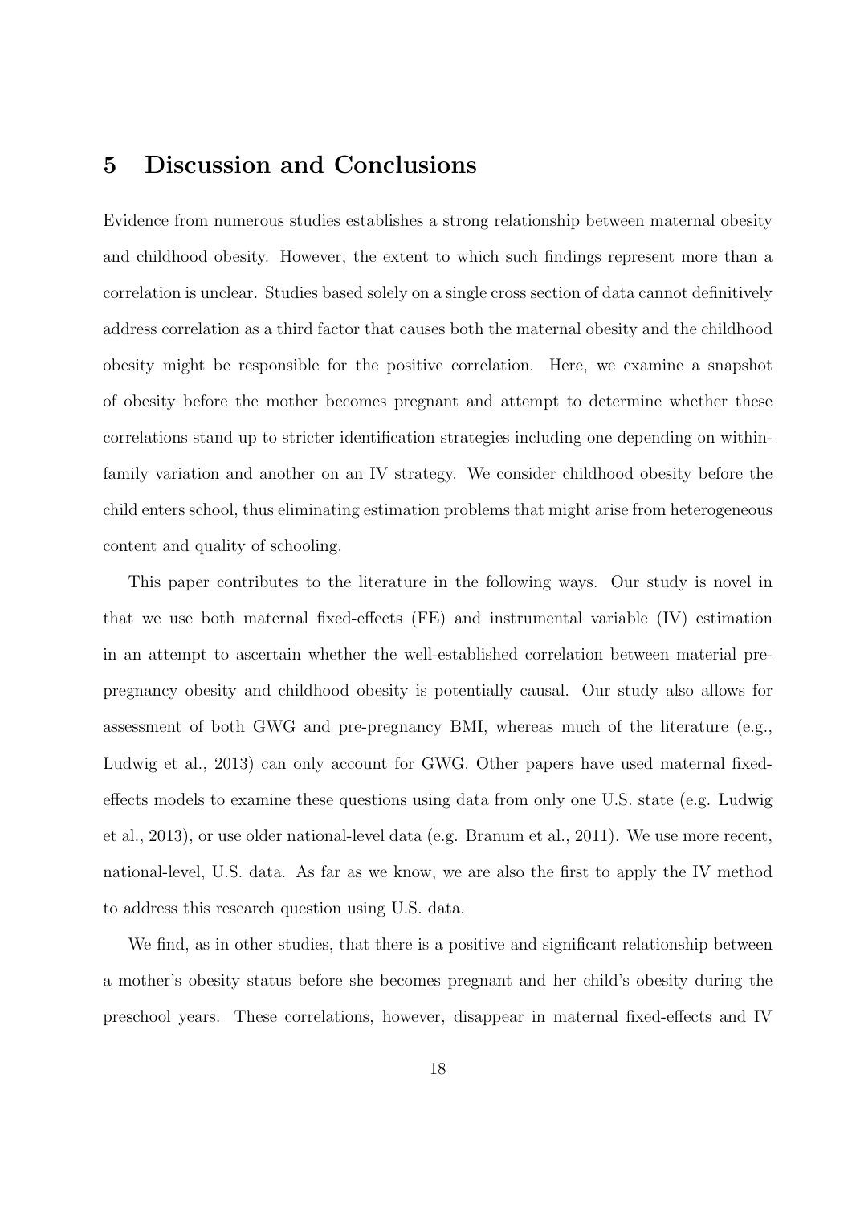## 5 Discussion and Conclusions

Evidence from numerous studies establishes a strong relationship between maternal obesity and childhood obesity. However, the extent to which such findings represent more than a correlation is unclear. Studies based solely on a single cross section of data cannot definitively address correlation as a third factor that causes both the maternal obesity and the childhood obesity might be responsible for the positive correlation. Here, we examine a snapshot of obesity before the mother becomes pregnant and attempt to determine whether these correlations stand up to stricter identification strategies including one depending on within-family variation and another on an IV strategy. We consider childhood obesity before the child enters school, thus eliminating estimation problems that might arise from heterogeneous content and quality of schooling.

This paper contributes to the literature in the following ways. Our study is novel in that we use both maternal fixed-effects (FE) and instrumental variable (IV) estimation in an attempt to ascertain whether the well-established correlation between material pre-pregnancy obesity and childhood obesity is potentially causal. Our study also allows for assessment of both GWG and pre-pregnancy BMI, whereas much of the literature (e.g., Ludwig et al., 2013) can only account for GWG. Other papers have used maternal fixed-effects models to examine these questions using data from only one U.S. state (e.g. Ludwig et al., 2013), or use older national-level data (e.g. Branum et al., 2011). We use more recent, national-level, U.S. data. As far as we know, we are also the first to apply the IV method to address this research question using U.S. data.

We find, as in other studies, that there is a positive and significant relationship between a mother's obesity status before she becomes pregnant and her child's obesity during the preschool years. These correlations, however, disappear in maternal fixed-effects and IV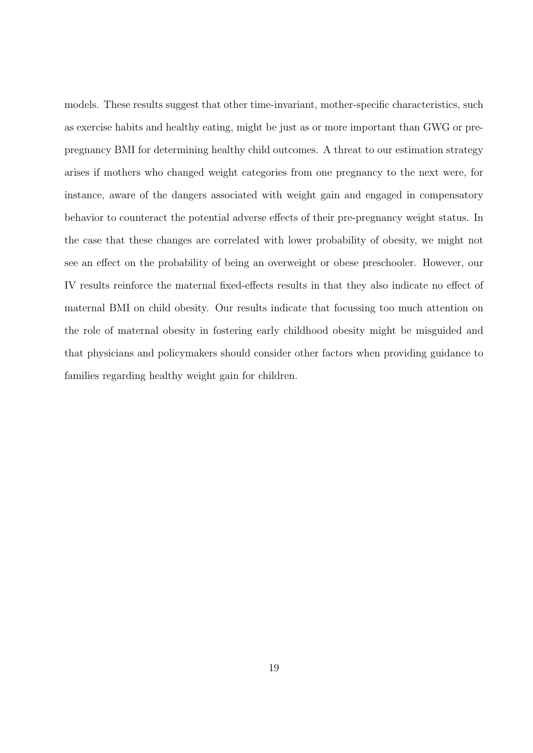models. These results suggest that other time-invariant, mother-specific characteristics, such as exercise habits and healthy eating, might be just as or more important than GWG or pre-pregnancy BMI for determining healthy child outcomes. A threat to our estimation strategy arises if mothers who changed weight categories from one pregnancy to the next were, for instance, aware of the dangers associated with weight gain and engaged in compensatory behavior to counteract the potential adverse effects of their pre-pregnancy weight status. In the case that these changes are correlated with lower probability of obesity, we might not see an effect on the probability of being an overweight or obese preschooler. However, our IV results reinforce the maternal fixed-effects results in that they also indicate no effect of maternal BMI on child obesity. Our results indicate that focussing too much attention on the role of maternal obesity in fostering early childhood obesity might be misguided and that physicians and policymakers should consider other factors when providing guidance to families regarding healthy weight gain for children.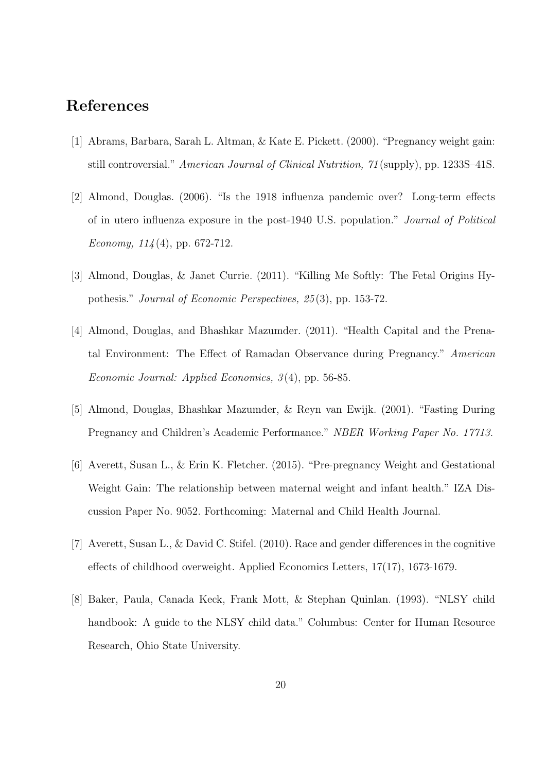# References

[1] Abrams, Barbara, Sarah L. Altman, & Kate E. Pickett. (2000). "Pregnancy weight gain: still controversial." *American Journal of Clinical Nutrition, 71*(supply), pp. 1233S–41S.

[2] Almond, Douglas. (2006). "Is the 1918 influenza pandemic over? Long-term effects of in utero influenza exposure in the post-1940 U.S. population." *Journal of Political Economy, 114*(4), pp. 672-712.

[3] Almond, Douglas, & Janet Currie. (2011). "Killing Me Softly: The Fetal Origins Hypothesis." *Journal of Economic Perspectives, 25*(3), pp. 153-72.

[4] Almond, Douglas, and Bhashkar Mazumder. (2011). "Health Capital and the Prenatal Environment: The Effect of Ramadan Observance during Pregnancy." *American Economic Journal: Applied Economics, 3*(4), pp. 56-85.

[5] Almond, Douglas, Bhashkar Mazumder, & Reyn van Ewijk. (2001). "Fasting During Pregnancy and Children's Academic Performance." *NBER Working Paper No. 17713.*

[6] Averett, Susan L., & Erin K. Fletcher. (2015). "Pre-pregnancy Weight and Gestational Weight Gain: The relationship between maternal weight and infant health." IZA Discussion Paper No. 9052. Forthcoming: Maternal and Child Health Journal.

[7] Averett, Susan L., & David C. Stifel. (2010). Race and gender differences in the cognitive effects of childhood overweight. Applied Economics Letters, 17(17), 1673-1679.

[8] Baker, Paula, Canada Keck, Frank Mott, & Stephan Quinlan. (1993). "NLSY child handbook: A guide to the NLSY child data." Columbus: Center for Human Resource Research, Ohio State University.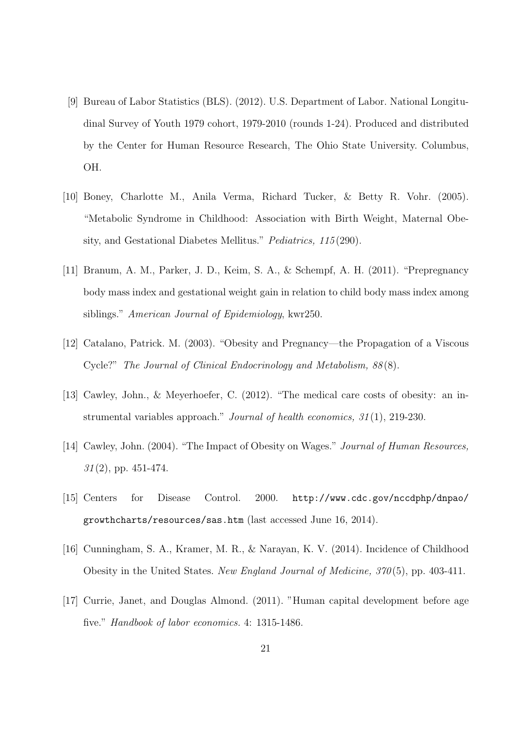[9] Bureau of Labor Statistics (BLS). (2012). U.S. Department of Labor. National Longitudinal Survey of Youth 1979 cohort, 1979-2010 (rounds 1-24). Produced and distributed by the Center for Human Resource Research, The Ohio State University. Columbus, OH.

[10] Boney, Charlotte M., Anila Verma, Richard Tucker, & Betty R. Vohr. (2005). "Metabolic Syndrome in Childhood: Association with Birth Weight, Maternal Obesity, and Gestational Diabetes Mellitus." *Pediatrics, 115*(290).

[11] Branum, A. M., Parker, J. D., Keim, S. A., & Schempf, A. H. (2011). "Prepregnancy body mass index and gestational weight gain in relation to child body mass index among siblings." *American Journal of Epidemiology*, kwr250.

[12] Catalano, Patrick. M. (2003). "Obesity and Pregnancy—the Propagation of a Viscous Cycle?" *The Journal of Clinical Endocrinology and Metabolism, 88*(8).

[13] Cawley, John., & Meyerhoefer, C. (2012). "The medical care costs of obesity: an instrumental variables approach." *Journal of health economics, 31*(1), 219-230.

[14] Cawley, John. (2004). "The Impact of Obesity on Wages." *Journal of Human Resources, 31*(2), pp. 451-474.

[15] Centers for Disease Control. 2000. `http://www.cdc.gov/nccdphp/dnpao/growthcharts/resources/sas.htm` (last accessed June 16, 2014).

[16] Cunningham, S. A., Kramer, M. R., & Narayan, K. V. (2014). Incidence of Childhood Obesity in the United States. *New England Journal of Medicine, 370*(5), pp. 403-411.

[17] Currie, Janet, and Douglas Almond. (2011). "Human capital development before age five." *Handbook of labor economics.* 4: 1315-1486.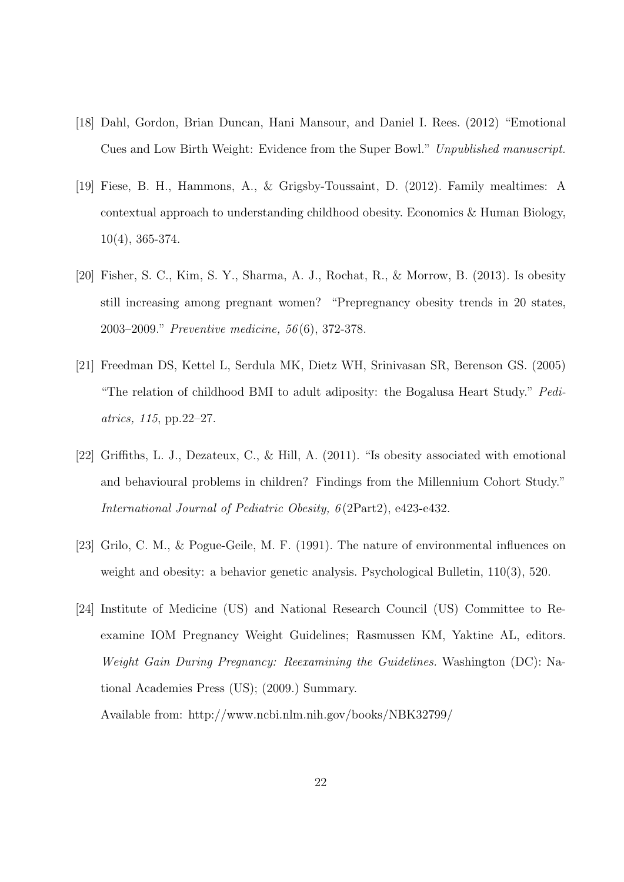[18] Dahl, Gordon, Brian Duncan, Hani Mansour, and Daniel I. Rees. (2012) "Emotional Cues and Low Birth Weight: Evidence from the Super Bowl." *Unpublished manuscript.*

[19] Fiese, B. H., Hammons, A., & Grigsby-Toussaint, D. (2012). Family mealtimes: A contextual approach to understanding childhood obesity. Economics & Human Biology, 10(4), 365-374.

[20] Fisher, S. C., Kim, S. Y., Sharma, A. J., Rochat, R., & Morrow, B. (2013). Is obesity still increasing among pregnant women? "Prepregnancy obesity trends in 20 states, 2003–2009." *Preventive medicine, 56*(6), 372-378.

[21] Freedman DS, Kettel L, Serdula MK, Dietz WH, Srinivasan SR, Berenson GS. (2005) "The relation of childhood BMI to adult adiposity: the Bogalusa Heart Study." *Pediatrics, 115*, pp.22–27.

[22] Griffiths, L. J., Dezateux, C., & Hill, A. (2011). "Is obesity associated with emotional and behavioural problems in children? Findings from the Millennium Cohort Study." *International Journal of Pediatric Obesity, 6*(2Part2), e423-e432.

[23] Grilo, C. M., & Pogue-Geile, M. F. (1991). The nature of environmental influences on weight and obesity: a behavior genetic analysis. Psychological Bulletin, 110(3), 520.

[24] Institute of Medicine (US) and National Research Council (US) Committee to Reexamine IOM Pregnancy Weight Guidelines; Rasmussen KM, Yaktine AL, editors. *Weight Gain During Pregnancy: Reexamining the Guidelines.* Washington (DC): National Academies Press (US); (2009.) Summary.
Available from: http://www.ncbi.nlm.nih.gov/books/NBK32799/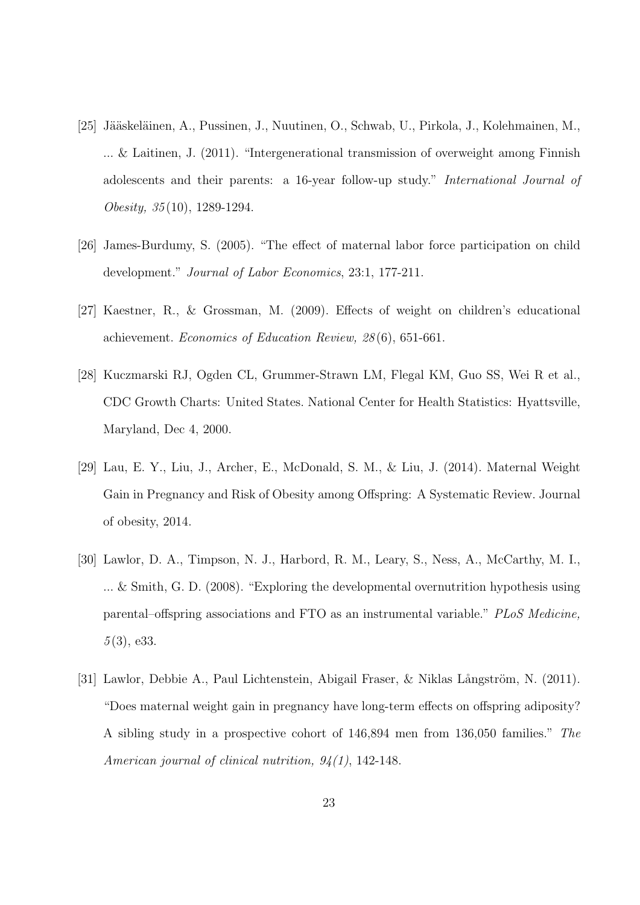[25] Jääskeläinen, A., Pussinen, J., Nuutinen, O., Schwab, U., Pirkola, J., Kolehmainen, M., ... & Laitinen, J. (2011). "Intergenerational transmission of overweight among Finnish adolescents and their parents: a 16-year follow-up study." *International Journal of Obesity, 35*(10), 1289-1294.

[26] James-Burdumy, S. (2005). "The effect of maternal labor force participation on child development." *Journal of Labor Economics*, 23:1, 177-211.

[27] Kaestner, R., & Grossman, M. (2009). Effects of weight on children's educational achievement. *Economics of Education Review, 28*(6), 651-661.

[28] Kuczmarski RJ, Ogden CL, Grummer-Strawn LM, Flegal KM, Guo SS, Wei R et al., CDC Growth Charts: United States. National Center for Health Statistics: Hyattsville, Maryland, Dec 4, 2000.

[29] Lau, E. Y., Liu, J., Archer, E., McDonald, S. M., & Liu, J. (2014). Maternal Weight Gain in Pregnancy and Risk of Obesity among Offspring: A Systematic Review. Journal of obesity, 2014.

[30] Lawlor, D. A., Timpson, N. J., Harbord, R. M., Leary, S., Ness, A., McCarthy, M. I., ... & Smith, G. D. (2008). "Exploring the developmental overnutrition hypothesis using parental–offspring associations and FTO as an instrumental variable." *PLoS Medicine, 5*(3), e33.

[31] Lawlor, Debbie A., Paul Lichtenstein, Abigail Fraser, & Niklas Långström, N. (2011). "Does maternal weight gain in pregnancy have long-term effects on offspring adiposity? A sibling study in a prospective cohort of 146,894 men from 136,050 families." *The American journal of clinical nutrition, 94(1)*, 142-148.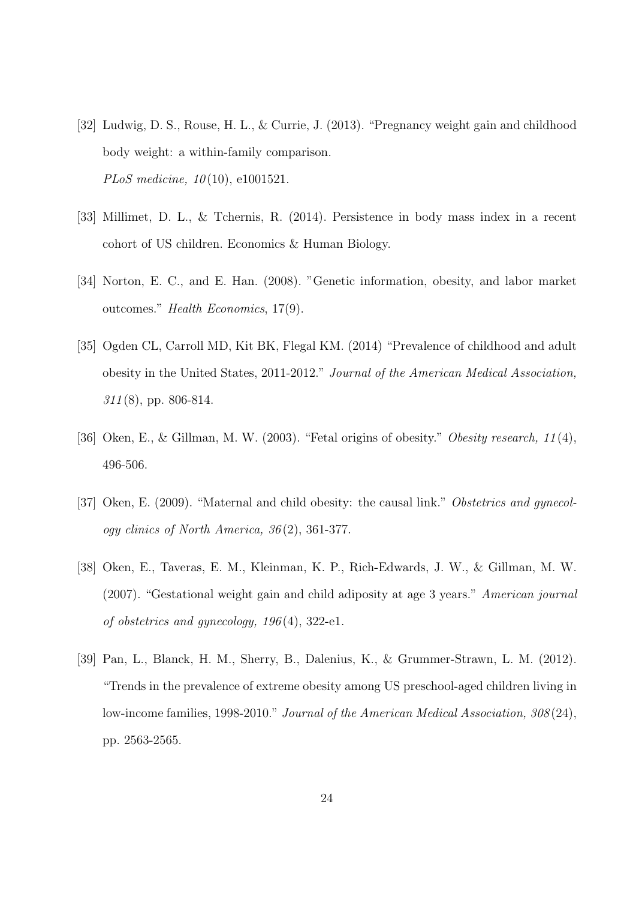[32] Ludwig, D. S., Rouse, H. L., & Currie, J. (2013). "Pregnancy weight gain and childhood body weight: a within-family comparison.
*PLoS medicine, 10*(10), e1001521.

[33] Millimet, D. L., & Tchernis, R. (2014). Persistence in body mass index in a recent cohort of US children. Economics & Human Biology.

[34] Norton, E. C., and E. Han. (2008). "Genetic information, obesity, and labor market outcomes." *Health Economics*, 17(9).

[35] Ogden CL, Carroll MD, Kit BK, Flegal KM. (2014) "Prevalence of childhood and adult obesity in the United States, 2011-2012." *Journal of the American Medical Association, 311*(8), pp. 806-814.

[36] Oken, E., & Gillman, M. W. (2003). "Fetal origins of obesity." *Obesity research, 11*(4), 496-506.

[37] Oken, E. (2009). "Maternal and child obesity: the causal link." *Obstetrics and gynecology clinics of North America, 36*(2), 361-377.

[38] Oken, E., Taveras, E. M., Kleinman, K. P., Rich-Edwards, J. W., & Gillman, M. W. (2007). "Gestational weight gain and child adiposity at age 3 years." *American journal of obstetrics and gynecology, 196*(4), 322-e1.

[39] Pan, L., Blanck, H. M., Sherry, B., Dalenius, K., & Grummer-Strawn, L. M. (2012). "Trends in the prevalence of extreme obesity among US preschool-aged children living in low-income families, 1998-2010." *Journal of the American Medical Association, 308*(24), pp. 2563-2565.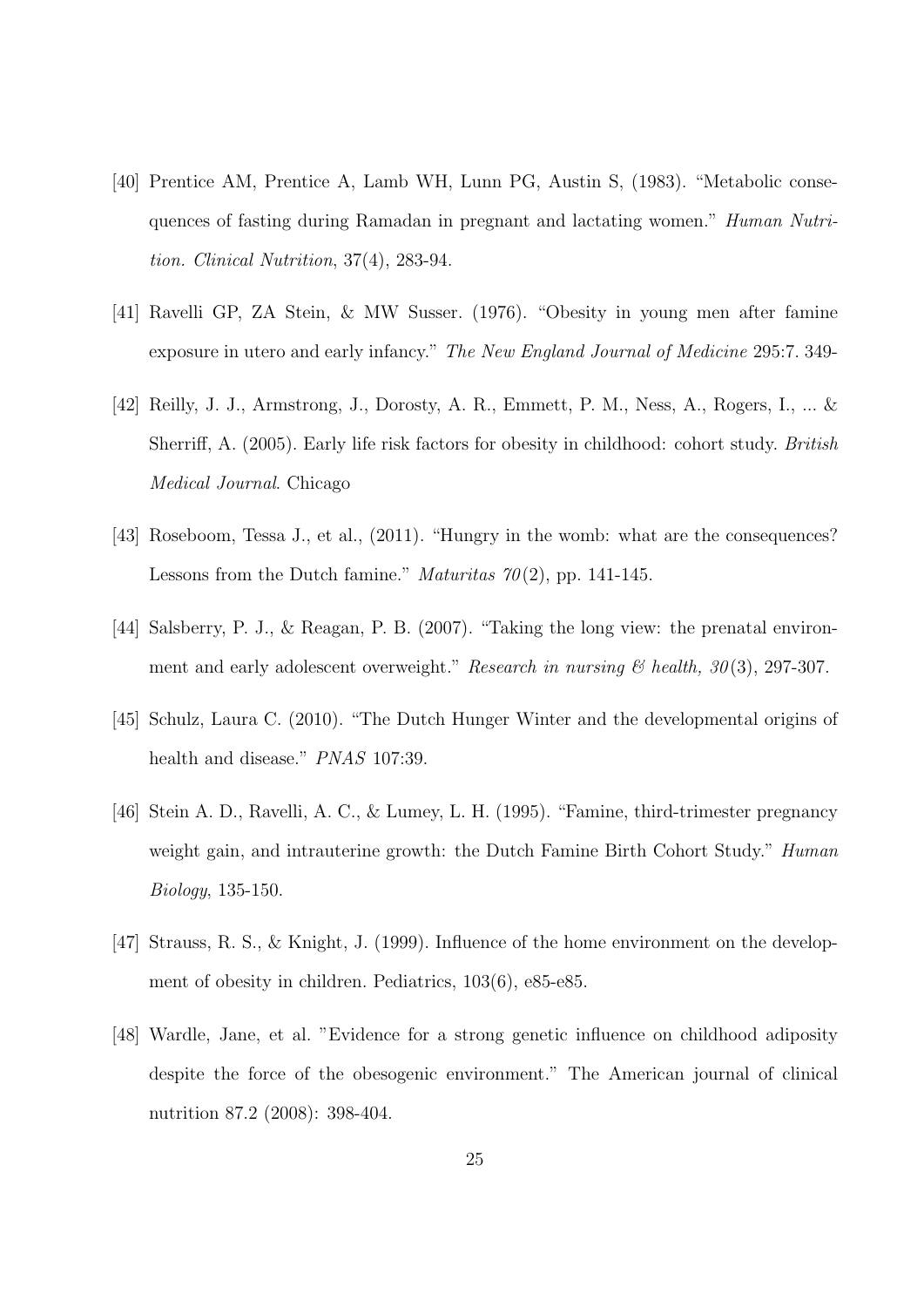[40] Prentice AM, Prentice A, Lamb WH, Lunn PG, Austin S, (1983). "Metabolic consequences of fasting during Ramadan in pregnant and lactating women." *Human Nutrition. Clinical Nutrition*, 37(4), 283-94.

[41] Ravelli GP, ZA Stein, & MW Susser. (1976). "Obesity in young men after famine exposure in utero and early infancy." *The New England Journal of Medicine* 295:7. 349-

[42] Reilly, J. J., Armstrong, J., Dorosty, A. R., Emmett, P. M., Ness, A., Rogers, I., ... & Sherriff, A. (2005). Early life risk factors for obesity in childhood: cohort study. *British Medical Journal*. Chicago

[43] Roseboom, Tessa J., et al., (2011). "Hungry in the womb: what are the consequences? Lessons from the Dutch famine." *Maturitas 70*(2), pp. 141-145.

[44] Salsberry, P. J., & Reagan, P. B. (2007). "Taking the long view: the prenatal environment and early adolescent overweight." *Research in nursing & health, 30*(3), 297-307.

[45] Schulz, Laura C. (2010). "The Dutch Hunger Winter and the developmental origins of health and disease." *PNAS* 107:39.

[46] Stein A. D., Ravelli, A. C., & Lumey, L. H. (1995). "Famine, third-trimester pregnancy weight gain, and intrauterine growth: the Dutch Famine Birth Cohort Study." *Human Biology*, 135-150.

[47] Strauss, R. S., & Knight, J. (1999). Influence of the home environment on the development of obesity in children. Pediatrics, 103(6), e85-e85.

[48] Wardle, Jane, et al. "Evidence for a strong genetic influence on childhood adiposity despite the force of the obesogenic environment." The American journal of clinical nutrition 87.2 (2008): 398-404.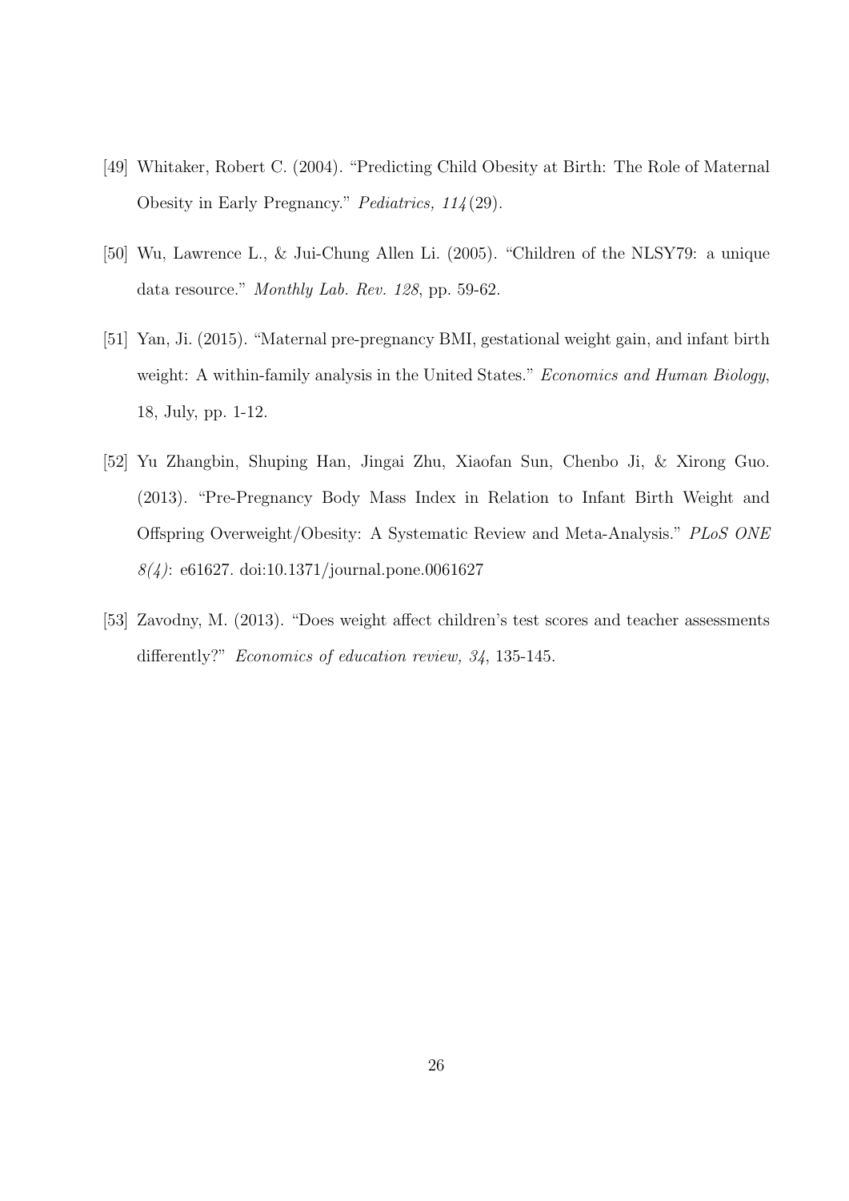[49] Whitaker, Robert C. (2004). "Predicting Child Obesity at Birth: The Role of Maternal Obesity in Early Pregnancy." *Pediatrics, 114*(29).

[50] Wu, Lawrence L., & Jui-Chung Allen Li. (2005). "Children of the NLSY79: a unique data resource." *Monthly Lab. Rev. 128*, pp. 59-62.

[51] Yan, Ji. (2015). "Maternal pre-pregnancy BMI, gestational weight gain, and infant birth weight: A within-family analysis in the United States." *Economics and Human Biology*, 18, July, pp. 1-12.

[52] Yu Zhangbin, Shuping Han, Jingai Zhu, Xiaofan Sun, Chenbo Ji, & Xirong Guo. (2013). "Pre-Pregnancy Body Mass Index in Relation to Infant Birth Weight and Offspring Overweight/Obesity: A Systematic Review and Meta-Analysis." *PLoS ONE 8(4)*: e61627. doi:10.1371/journal.pone.0061627

[53] Zavodny, M. (2013). "Does weight affect children's test scores and teacher assessments differently?" *Economics of education review, 34*, 135-145.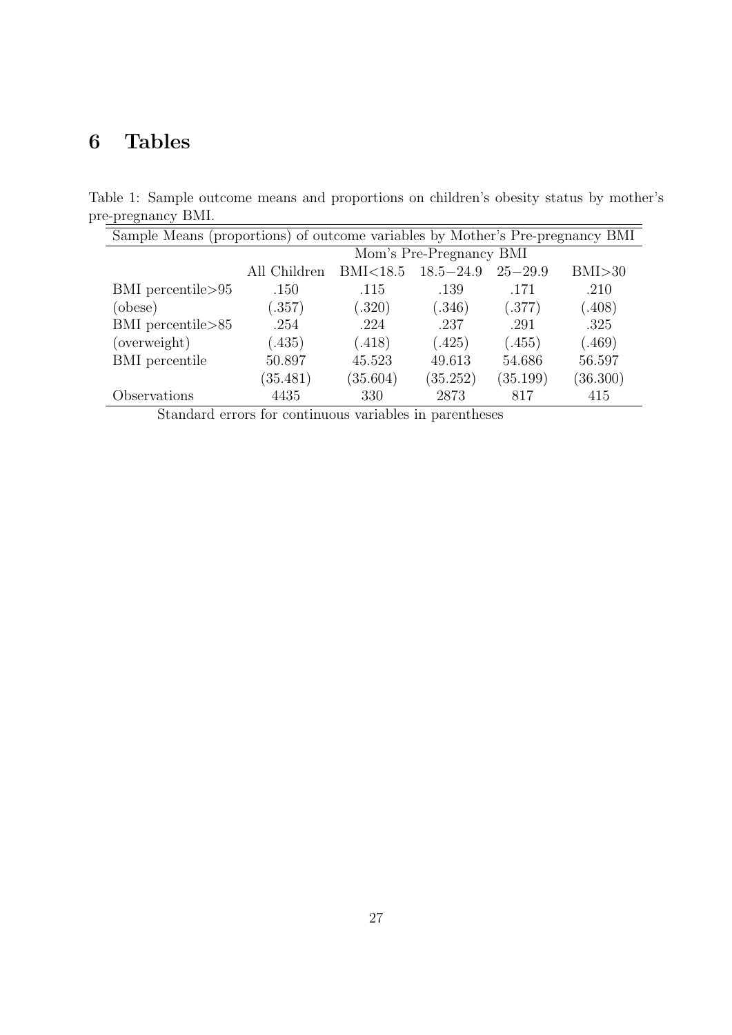# 6 Tables

Table 1: Sample outcome means and proportions on children's obesity status by mother's pre-pregnancy BMI.

| Sample Means (proportions) of outcome variables by Mother's Pre-pregnancy BMI | | | | | |
|---|---|---|---|---|---|
| | | Mom's Pre-Pregnancy BMI | | | |
| | All Children | BMI<18.5 | 18.5−24.9 | 25−29.9 | BMI>30 |
| BMI percentile>95 | .150 | .115 | .139 | .171 | .210 |
| (obese) | (.357) | (.320) | (.346) | (.377) | (.408) |
| BMI percentile>85 | .254 | .224 | .237 | .291 | .325 |
| (overweight) | (.435) | (.418) | (.425) | (.455) | (.469) |
| BMI percentile | 50.897 | 45.523 | 49.613 | 54.686 | 56.597 |
| | (35.481) | (35.604) | (35.252) | (35.199) | (36.300) |
| Observations | 4435 | 330 | 2873 | 817 | 415 |

Standard errors for continuous variables in parentheses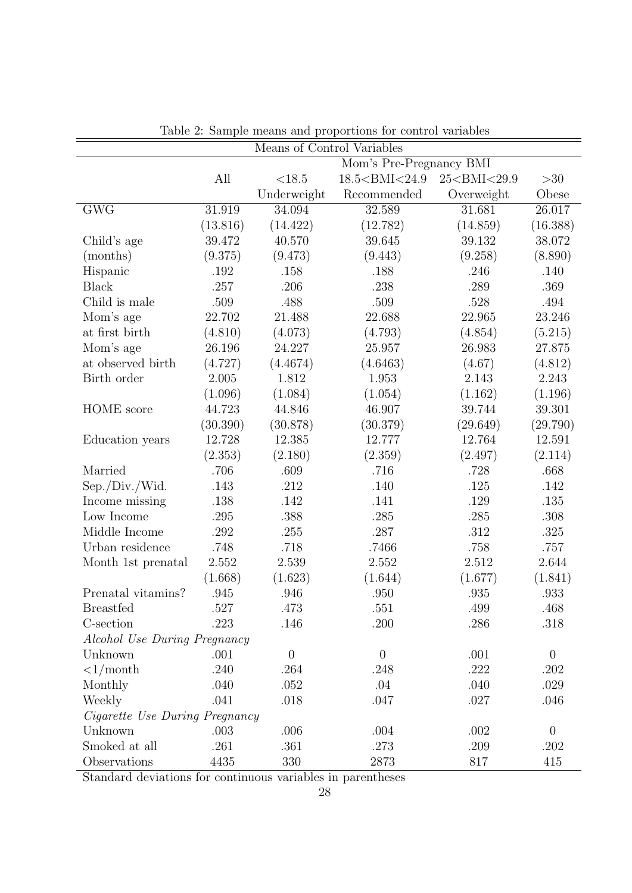Table 2: Sample means and proportions for control variables

| Means of Control Variables | | | | | |
|---|---|---|---|---|---|
| | | Mom's Pre-Pregnancy BMI | | | |
| | All | <18.5 | 18.5<BMI<24.9 | 25<BMI<29.9 | >30 |
| | | Underweight | Recommended | Overweight | Obese |
| GWG | 31.919 | 34.094 | 32.589 | 31.681 | 26.017 |
| | (13.816) | (14.422) | (12.782) | (14.859) | (16.388) |
| Child's age | 39.472 | 40.570 | 39.645 | 39.132 | 38.072 |
| (months) | (9.375) | (9.473) | (9.443) | (9.258) | (8.890) |
| Hispanic | .192 | .158 | .188 | .246 | .140 |
| Black | .257 | .206 | .238 | .289 | .369 |
| Child is male | .509 | .488 | .509 | .528 | .494 |
| Mom's age | 22.702 | 21.488 | 22.688 | 22.965 | 23.246 |
| at first birth | (4.810) | (4.073) | (4.793) | (4.854) | (5.215) |
| Mom's age | 26.196 | 24.227 | 25.957 | 26.983 | 27.875 |
| at observed birth | (4.727) | (4.4674) | (4.6463) | (4.67) | (4.812) |
| Birth order | 2.005 | 1.812 | 1.953 | 2.143 | 2.243 |
| | (1.096) | (1.084) | (1.054) | (1.162) | (1.196) |
| HOME score | 44.723 | 44.846 | 46.907 | 39.744 | 39.301 |
| | (30.390) | (30.878) | (30.379) | (29.649) | (29.790) |
| Education years | 12.728 | 12.385 | 12.777 | 12.764 | 12.591 |
| | (2.353) | (2.180) | (2.359) | (2.497) | (2.114) |
| Married | .706 | .609 | .716 | .728 | .668 |
| Sep./Div./Wid. | .143 | .212 | .140 | .125 | .142 |
| Income missing | .138 | .142 | .141 | .129 | .135 |
| Low Income | .295 | .388 | .285 | .285 | .308 |
| Middle Income | .292 | .255 | .287 | .312 | .325 |
| Urban residence | .748 | .718 | .7466 | .758 | .757 |
| Month 1st prenatal | 2.552 | 2.539 | 2.552 | 2.512 | 2.644 |
| | (1.668) | (1.623) | (1.644) | (1.677) | (1.841) |
| Prenatal vitamins? | .945 | .946 | .950 | .935 | .933 |
| Breastfed | .527 | .473 | .551 | .499 | .468 |
| C-section | .223 | .146 | .200 | .286 | .318 |
| *Alcohol Use During Pregnancy* | | | | | |
| Unknown | .001 | 0 | 0 | .001 | 0 |
| <1/month | .240 | .264 | .248 | .222 | .202 |
| Monthly | .040 | .052 | .04 | .040 | .029 |
| Weekly | .041 | .018 | .047 | .027 | .046 |
| *Cigarette Use During Pregnancy* | | | | | |
| Unknown | .003 | .006 | .004 | .002 | 0 |
| Smoked at all | .261 | .361 | .273 | .209 | .202 |
| Observations | 4435 | 330 | 2873 | 817 | 415 |

Standard deviations for continuous variables in parentheses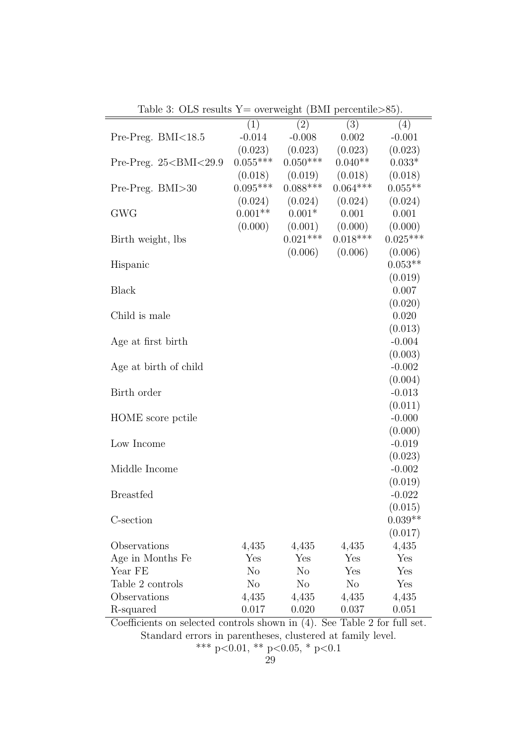Table 3: OLS results Y= overweight (BMI percentile>85).

| | (1) | (2) | (3) | (4) |
|---|---|---|---|---|
| Pre-Preg. BMI<18.5 | -0.014 | -0.008 | 0.002 | -0.001 |
| | (0.023) | (0.023) | (0.023) | (0.023) |
| Pre-Preg. 25<BMI<29.9 | 0.055*** | 0.050*** | 0.040** | 0.033* |
| | (0.018) | (0.019) | (0.018) | (0.018) |
| Pre-Preg. BMI>30 | 0.095*** | 0.088*** | 0.064*** | 0.055** |
| | (0.024) | (0.024) | (0.024) | (0.024) |
| GWG | 0.001** | 0.001* | 0.001 | 0.001 |
| | (0.000) | (0.001) | (0.000) | (0.000) |
| Birth weight, lbs | | 0.021*** | 0.018*** | 0.025*** |
| | | (0.006) | (0.006) | (0.006) |
| Hispanic | | | | 0.053** |
| | | | | (0.019) |
| Black | | | | 0.007 |
| | | | | (0.020) |
| Child is male | | | | 0.020 |
| | | | | (0.013) |
| Age at first birth | | | | -0.004 |
| | | | | (0.003) |
| Age at birth of child | | | | -0.002 |
| | | | | (0.004) |
| Birth order | | | | -0.013 |
| | | | | (0.011) |
| HOME score pctile | | | | -0.000 |
| | | | | (0.000) |
| Low Income | | | | -0.019 |
| | | | | (0.023) |
| Middle Income | | | | -0.002 |
| | | | | (0.019) |
| Breastfed | | | | -0.022 |
| | | | | (0.015) |
| C-section | | | | 0.039** |
| | | | | (0.017) |
| Observations | 4,435 | 4,435 | 4,435 | 4,435 |
| Age in Months Fe | Yes | Yes | Yes | Yes |
| Year FE | No | No | Yes | Yes |
| Table 2 controls | No | No | No | Yes |
| Observations | 4,435 | 4,435 | 4,435 | 4,435 |
| R-squared | 0.017 | 0.020 | 0.037 | 0.051 |

Coefficients on selected controls shown in (4). See Table 2 for full set.
Standard errors in parentheses, clustered at family level.
*** p<0.01, ** p<0.05, * p<0.1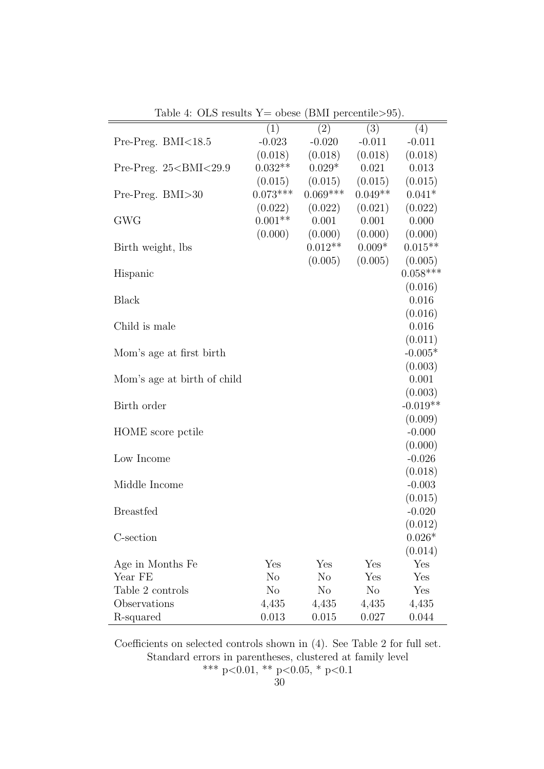Table 4: OLS results Y= obese (BMI percentile>95).

| | (1) | (2) | (3) | (4) |
|---|---|---|---|---|
| Pre-Preg. BMI<18.5 | -0.023 | -0.020 | -0.011 | -0.011 |
| | (0.018) | (0.018) | (0.018) | (0.018) |
| Pre-Preg. 25<BMI<29.9 | 0.032** | 0.029* | 0.021 | 0.013 |
| | (0.015) | (0.015) | (0.015) | (0.015) |
| Pre-Preg. BMI>30 | 0.073*** | 0.069*** | 0.049** | 0.041* |
| | (0.022) | (0.022) | (0.021) | (0.022) |
| GWG | 0.001** | 0.001 | 0.001 | 0.000 |
| | (0.000) | (0.000) | (0.000) | (0.000) |
| Birth weight, lbs | | 0.012** | 0.009* | 0.015** |
| | | (0.005) | (0.005) | (0.005) |
| Hispanic | | | | 0.058*** |
| | | | | (0.016) |
| Black | | | | 0.016 |
| | | | | (0.016) |
| Child is male | | | | 0.016 |
| | | | | (0.011) |
| Mom's age at first birth | | | | -0.005* |
| | | | | (0.003) |
| Mom's age at birth of child | | | | 0.001 |
| | | | | (0.003) |
| Birth order | | | | -0.019** |
| | | | | (0.009) |
| HOME score pctile | | | | -0.000 |
| | | | | (0.000) |
| Low Income | | | | -0.026 |
| | | | | (0.018) |
| Middle Income | | | | -0.003 |
| | | | | (0.015) |
| Breastfed | | | | -0.020 |
| | | | | (0.012) |
| C-section | | | | 0.026* |
| | | | | (0.014) |
| Age in Months Fe | Yes | Yes | Yes | Yes |
| Year FE | No | No | Yes | Yes |
| Table 2 controls | No | No | No | Yes |
| Observations | 4,435 | 4,435 | 4,435 | 4,435 |
| R-squared | 0.013 | 0.015 | 0.027 | 0.044 |

Coefficients on selected controls shown in (4). See Table 2 for full set.
Standard errors in parentheses, clustered at family level
*** p<0.01, ** p<0.05, * p<0.1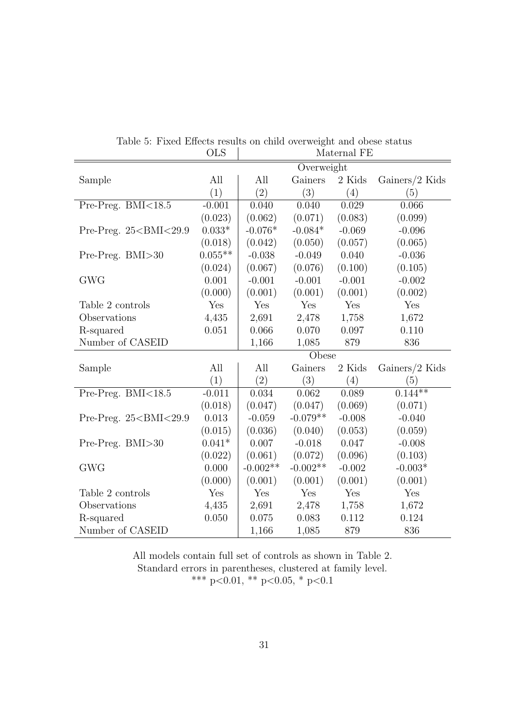Table 5: Fixed Effects results on child overweight and obese status

| | OLS | Maternal FE | | | |
|---|---|---|---|---|---|
| | Overweight | | | | |
| Sample | All | All | Gainers | 2 Kids | Gainers/2 Kids |
| | (1) | (2) | (3) | (4) | (5) |
| Pre-Preg. BMI<18.5 | -0.001 | 0.040 | 0.040 | 0.029 | 0.066 |
| | (0.023) | (0.062) | (0.071) | (0.083) | (0.099) |
| Pre-Preg. 25<BMI<29.9 | 0.033* | -0.076* | -0.084* | -0.069 | -0.096 |
| | (0.018) | (0.042) | (0.050) | (0.057) | (0.065) |
| Pre-Preg. BMI>30 | 0.055** | -0.038 | -0.049 | 0.040 | -0.036 |
| | (0.024) | (0.067) | (0.076) | (0.100) | (0.105) |
| GWG | 0.001 | -0.001 | -0.001 | -0.001 | -0.002 |
| | (0.000) | (0.001) | (0.001) | (0.001) | (0.002) |
| Table 2 controls | Yes | Yes | Yes | Yes | Yes |
| Observations | 4,435 | 2,691 | 2,478 | 1,758 | 1,672 |
| R-squared | 0.051 | 0.066 | 0.070 | 0.097 | 0.110 |
| Number of CASEID | | 1,166 | 1,085 | 879 | 836 |
| | Obese | | | | |
| Sample | All | All | Gainers | 2 Kids | Gainers/2 Kids |
| | (1) | (2) | (3) | (4) | (5) |
| Pre-Preg. BMI<18.5 | -0.011 | 0.034 | 0.062 | 0.089 | 0.144** |
| | (0.018) | (0.047) | (0.047) | (0.069) | (0.071) |
| Pre-Preg. 25<BMI<29.9 | 0.013 | -0.059 | -0.079** | -0.008 | -0.040 |
| | (0.015) | (0.036) | (0.040) | (0.053) | (0.059) |
| Pre-Preg. BMI>30 | 0.041* | 0.007 | -0.018 | 0.047 | -0.008 |
| | (0.022) | (0.061) | (0.072) | (0.096) | (0.103) |
| GWG | 0.000 | -0.002** | -0.002** | -0.002 | -0.003* |
| | (0.000) | (0.001) | (0.001) | (0.001) | (0.001) |
| Table 2 controls | Yes | Yes | Yes | Yes | Yes |
| Observations | 4,435 | 2,691 | 2,478 | 1,758 | 1,672 |
| R-squared | 0.050 | 0.075 | 0.083 | 0.112 | 0.124 |
| Number of CASEID | | 1,166 | 1,085 | 879 | 836 |

All models contain full set of controls as shown in Table 2.
Standard errors in parentheses, clustered at family level.
*** p<0.01, ** p<0.05, * p<0.1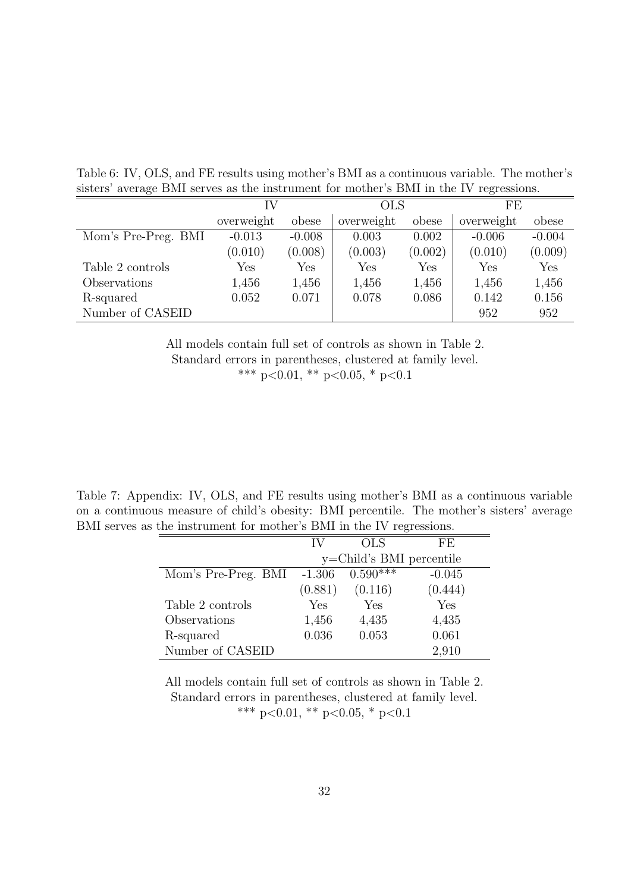Table 6: IV, OLS, and FE results using mother's BMI as a continuous variable. The mother's sisters' average BMI serves as the instrument for mother's BMI in the IV regressions.

| | IV | | OLS | | FE | |
|---|---|---|---|---|---|---|
| | overweight | obese | overweight | obese | overweight | obese |
| Mom's Pre-Preg. BMI | -0.013 | -0.008 | 0.003 | 0.002 | -0.006 | -0.004 |
| | (0.010) | (0.008) | (0.003) | (0.002) | (0.010) | (0.009) |
| Table 2 controls | Yes | Yes | Yes | Yes | Yes | Yes |
| Observations | 1,456 | 1,456 | 1,456 | 1,456 | 1,456 | 1,456 |
| R-squared | 0.052 | 0.071 | 0.078 | 0.086 | 0.142 | 0.156 |
| Number of CASEID | | | | | 952 | 952 |

All models contain full set of controls as shown in Table 2.
Standard errors in parentheses, clustered at family level.
*** p<0.01, ** p<0.05, * p<0.1

Table 7: Appendix: IV, OLS, and FE results using mother's BMI as a continuous variable on a continuous measure of child's obesity: BMI percentile. The mother's sisters' average BMI serves as the instrument for mother's BMI in the IV regressions.

| | IV | OLS | FE |
|---|---|---|---|
| | y=Child's BMI percentile | | |
| Mom's Pre-Preg. BMI | -1.306 | 0.590*** | -0.045 |
| | (0.881) | (0.116) | (0.444) |
| Table 2 controls | Yes | Yes | Yes |
| Observations | 1,456 | 4,435 | 4,435 |
| R-squared | 0.036 | 0.053 | 0.061 |
| Number of CASEID | | | 2,910 |

All models contain full set of controls as shown in Table 2.
Standard errors in parentheses, clustered at family level.
*** p<0.01, ** p<0.05, * p<0.1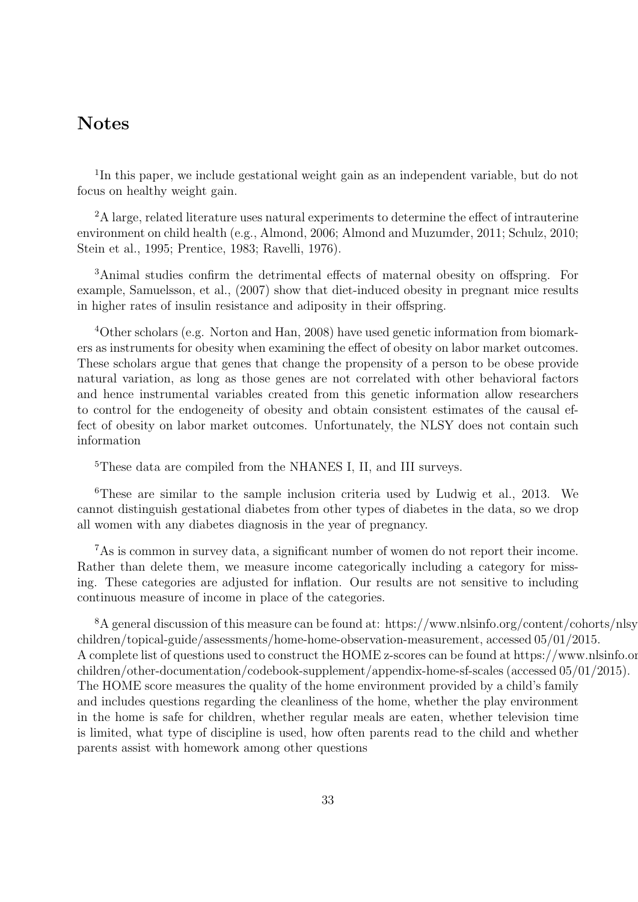## Notes

[1]In this paper, we include gestational weight gain as an independent variable, but do not focus on healthy weight gain.

[2]A large, related literature uses natural experiments to determine the effect of intrauterine environment on child health (e.g., Almond, 2006; Almond and Muzumder, 2011; Schulz, 2010; Stein et al., 1995; Prentice, 1983; Ravelli, 1976).

[3]Animal studies confirm the detrimental effects of maternal obesity on offspring. For example, Samuelsson, et al., (2007) show that diet-induced obesity in pregnant mice results in higher rates of insulin resistance and adiposity in their offspring.

[4]Other scholars (e.g. Norton and Han, 2008) have used genetic information from biomarkers as instruments for obesity when examining the effect of obesity on labor market outcomes. These scholars argue that genes that change the propensity of a person to be obese provide natural variation, as long as those genes are not correlated with other behavioral factors and hence instrumental variables created from this genetic information allow researchers to control for the endogeneity of obesity and obtain consistent estimates of the causal effect of obesity on labor market outcomes. Unfortunately, the NLSY does not contain such information

[5]These data are compiled from the NHANES I, II, and III surveys.

[6]These are similar to the sample inclusion criteria used by Ludwig et al., 2013. We cannot distinguish gestational diabetes from other types of diabetes in the data, so we drop all women with any diabetes diagnosis in the year of pregnancy.

[7]As is common in survey data, a significant number of women do not report their income. Rather than delete them, we measure income categorically including a category for missing. These categories are adjusted for inflation. Our results are not sensitive to including continuous measure of income in place of the categories.

[8]A general discussion of this measure can be found at: https://www.nlsinfo.org/content/cohorts/nlsy children/topical-guide/assessments/home-home-observation-measurement, accessed 05/01/2015. A complete list of questions used to construct the HOME z-scores can be found at https://www.nlsinfo.or children/other-documentation/codebook-supplement/appendix-home-sf-scales (accessed 05/01/2015). The HOME score measures the quality of the home environment provided by a child's family and includes questions regarding the cleanliness of the home, whether the play environment in the home is safe for children, whether regular meals are eaten, whether television time is limited, what type of discipline is used, how often parents read to the child and whether parents assist with homework among other questions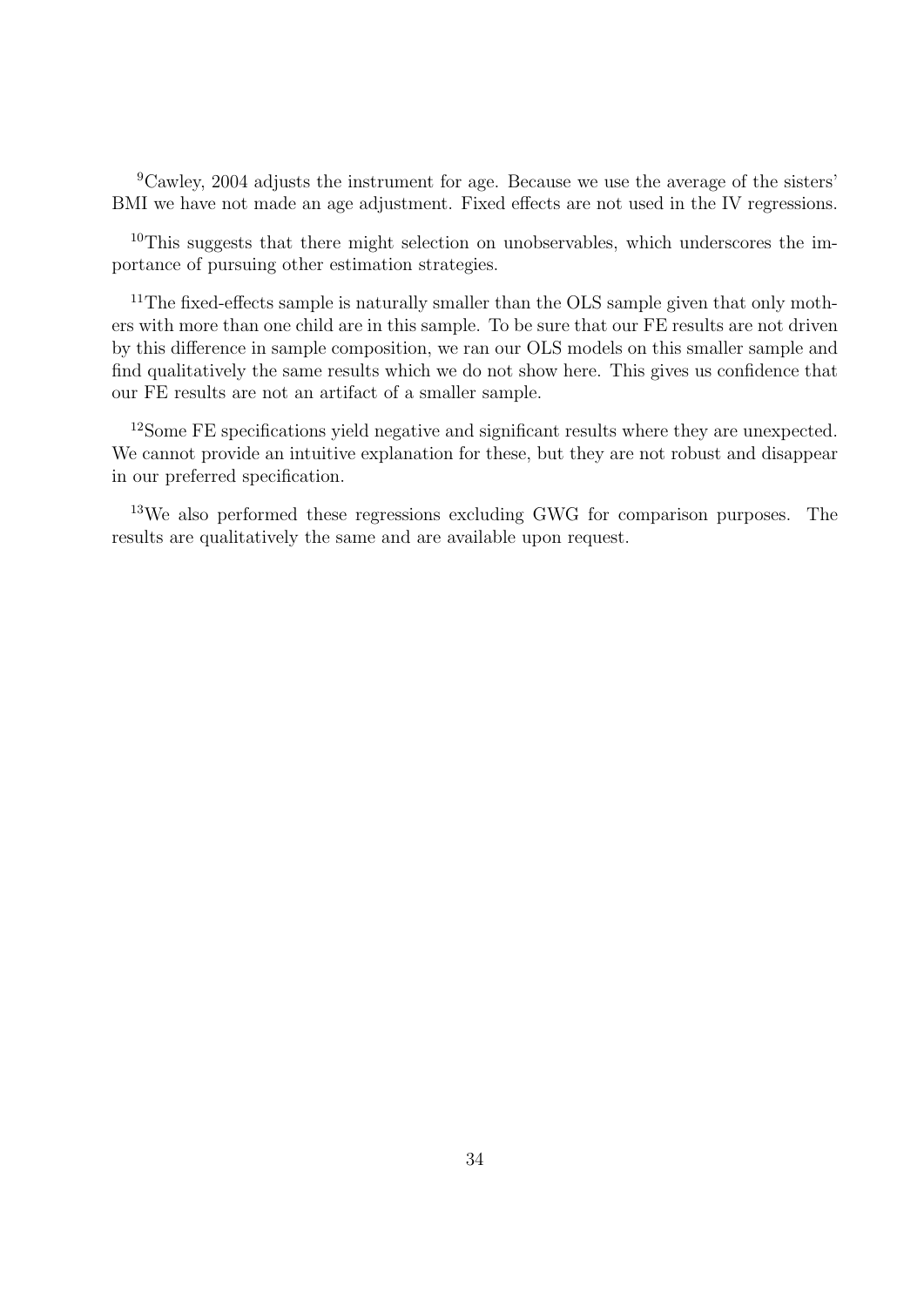[9]Cawley, 2004 adjusts the instrument for age. Because we use the average of the sisters' BMI we have not made an age adjustment. Fixed effects are not used in the IV regressions.

[10]This suggests that there might selection on unobservables, which underscores the importance of pursuing other estimation strategies.

[11]The fixed-effects sample is naturally smaller than the OLS sample given that only mothers with more than one child are in this sample. To be sure that our FE results are not driven by this difference in sample composition, we ran our OLS models on this smaller sample and find qualitatively the same results which we do not show here. This gives us confidence that our FE results are not an artifact of a smaller sample.

[12]Some FE specifications yield negative and significant results where they are unexpected. We cannot provide an intuitive explanation for these, but they are not robust and disappear in our preferred specification.

[13]We also performed these regressions excluding GWG for comparison purposes. The results are qualitatively the same and are available upon request.